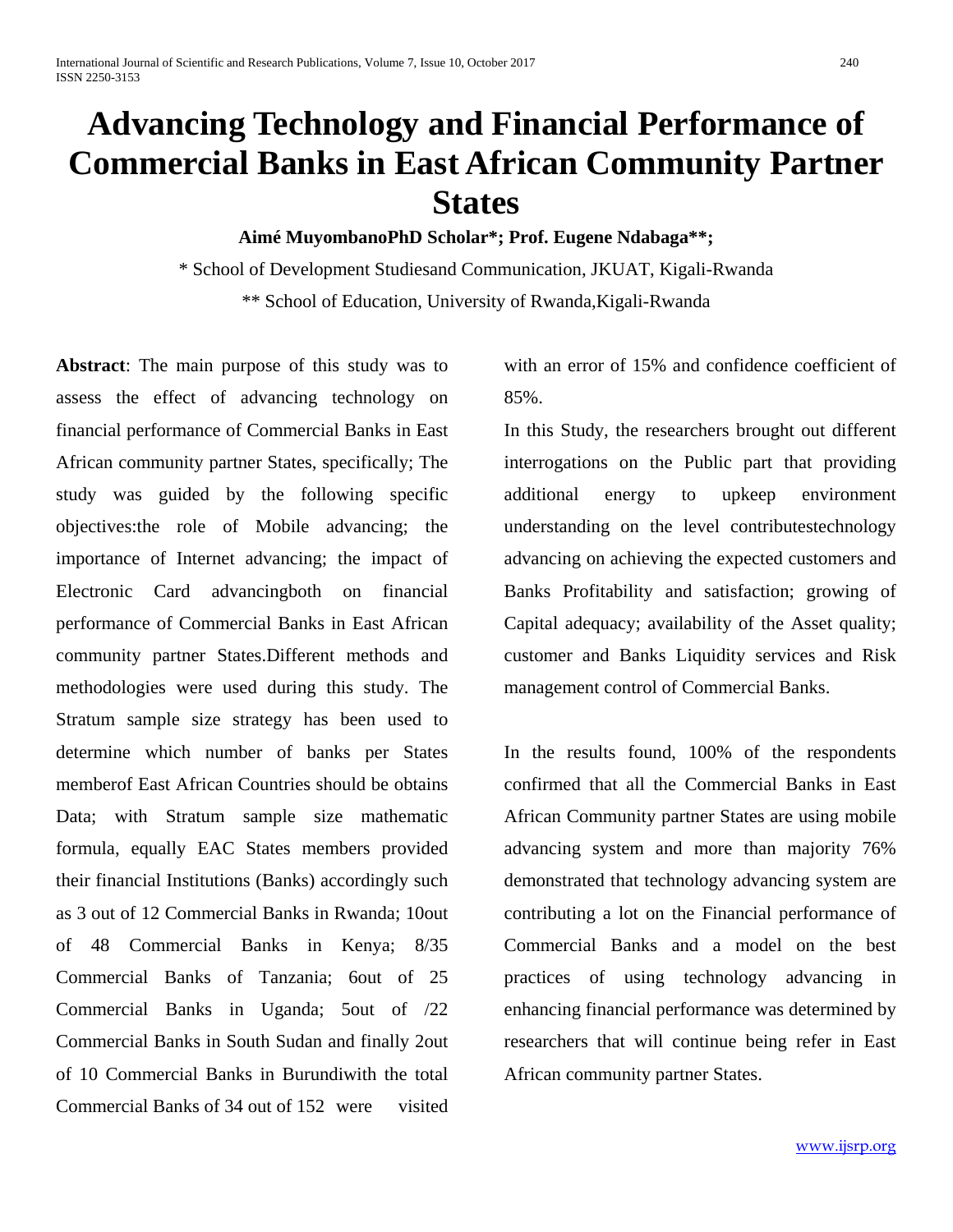# Advancing Technology and Financial Performance of Commercial Banks in East African Community Partner States

**Aimé MuyombanoPhD Scholar*; Prof. Eugene Ndabaga**;**

* School of Development Studiesand Communication, JKUAT, Kigali-Rwanda

** School of Education, University of Rwanda,Kigali-Rwanda

**Abstract**: The main purpose of this study was to assess the effect of advancing technology on financial performance of Commercial Banks in East African community partner States, specifically; The study was guided by the following specific objectives:the role of Mobile advancing; the importance of Internet advancing; the impact of Electronic Card advancingboth on financial performance of Commercial Banks in East African community partner States.Different methods and methodologies were used during this study. The Stratum sample size strategy has been used to determine which number of banks per States memberof East African Countries should be obtains Data; with Stratum sample size mathematic formula, equally EAC States members provided their financial Institutions (Banks) accordingly such as 3 out of 12 Commercial Banks in Rwanda; 10out of 48 Commercial Banks in Kenya; 8/35 Commercial Banks of Tanzania; 6out of 25 Commercial Banks in Uganda; 5out of /22 Commercial Banks in South Sudan and finally 2out of 10 Commercial Banks in Burundiwith the total Commercial Banks of 34 out of 152 were visited with an error of 15% and confidence coefficient of 85%.

In this Study, the researchers brought out different interrogations on the Public part that providing additional energy to upkeep environment understanding on the level contributestechnology advancing on achieving the expected customers and Banks Profitability and satisfaction; growing of Capital adequacy; availability of the Asset quality; customer and Banks Liquidity services and Risk management control of Commercial Banks.

In the results found, 100% of the respondents confirmed that all the Commercial Banks in East African Community partner States are using mobile advancing system and more than majority 76% demonstrated that technology advancing system are contributing a lot on the Financial performance of Commercial Banks and a model on the best practices of using technology advancing in enhancing financial performance was determined by researchers that will continue being refer in East African community partner States.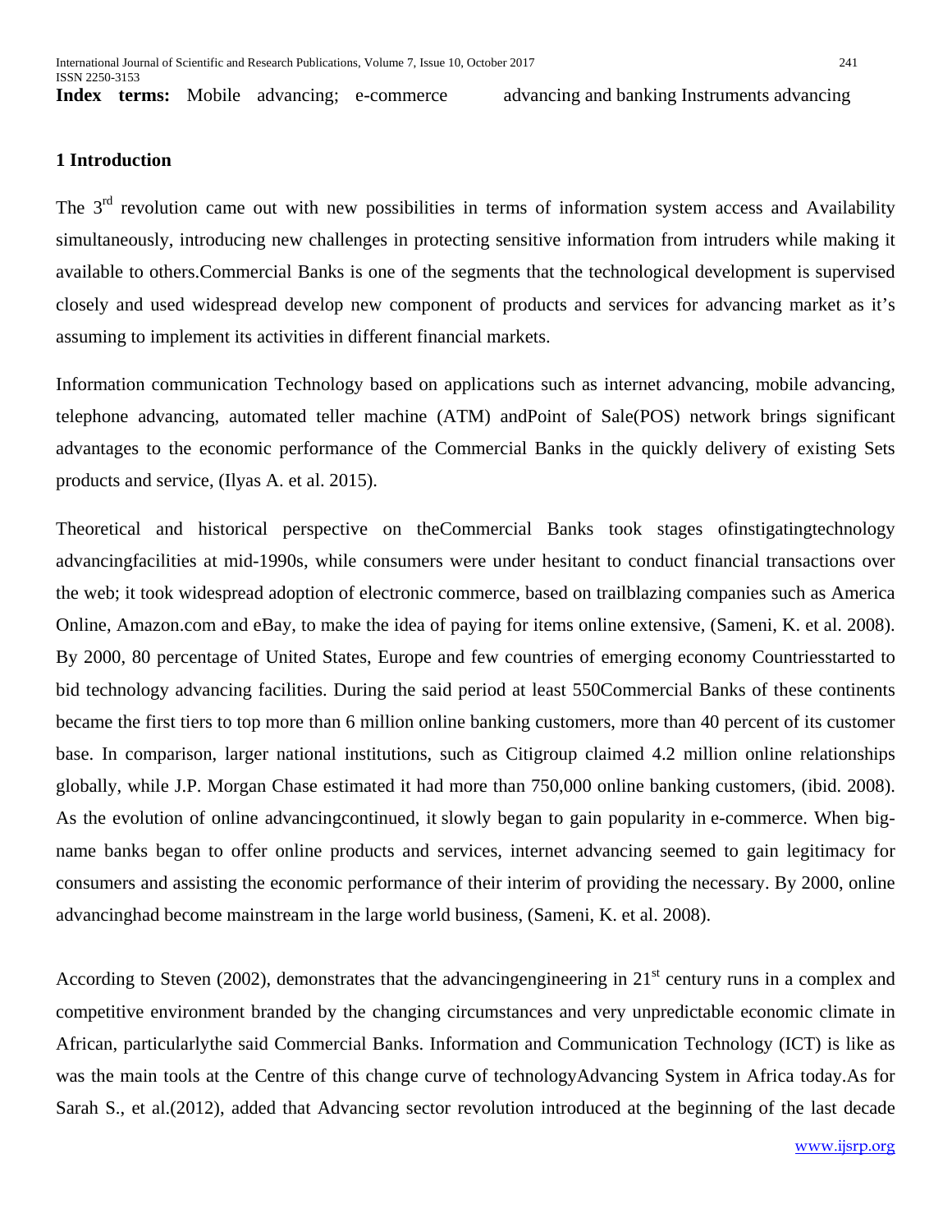**Index terms:** Mobile advancing; e-commerce advancing and banking Instruments advancing

## 1 Introduction

The 3rd revolution came out with new possibilities in terms of information system access and Availability simultaneously, introducing new challenges in protecting sensitive information from intruders while making it available to others.Commercial Banks is one of the segments that the technological development is supervised closely and used widespread develop new component of products and services for advancing market as it's assuming to implement its activities in different financial markets.

Information communication Technology based on applications such as internet advancing, mobile advancing, telephone advancing, automated teller machine (ATM) andPoint of Sale(POS) network brings significant advantages to the economic performance of the Commercial Banks in the quickly delivery of existing Sets products and service, (Ilyas A. et al. 2015).

Theoretical and historical perspective on theCommercial Banks took stages ofinstigatingtechnology advancingfacilities at mid-1990s, while consumers were under hesitant to conduct financial transactions over the web; it took widespread adoption of electronic commerce, based on trailblazing companies such as America Online, Amazon.com and eBay, to make the idea of paying for items online extensive, (Sameni, K. et al. 2008). By 2000, 80 percentage of United States, Europe and few countries of emerging economy Countriesstarted to bid technology advancing facilities. During the said period at least 550Commercial Banks of these continents became the first tiers to top more than 6 million online banking customers, more than 40 percent of its customer base. In comparison, larger national institutions, such as Citigroup claimed 4.2 million online relationships globally, while J.P. Morgan Chase estimated it had more than 750,000 online banking customers, (ibid. 2008). As the evolution of online advancingcontinued, it slowly began to gain popularity in e-commerce. When big-name banks began to offer online products and services, internet advancing seemed to gain legitimacy for consumers and assisting the economic performance of their interim of providing the necessary. By 2000, online advancinghad become mainstream in the large world business, (Sameni, K. et al. 2008).

According to Steven (2002), demonstrates that the advancingengineering in 21st century runs in a complex and competitive environment branded by the changing circumstances and very unpredictable economic climate in African, particularlythe said Commercial Banks. Information and Communication Technology (ICT) is like as was the main tools at the Centre of this change curve of technologyAdvancing System in Africa today.As for Sarah S., et al.(2012), added that Advancing sector revolution introduced at the beginning of the last decade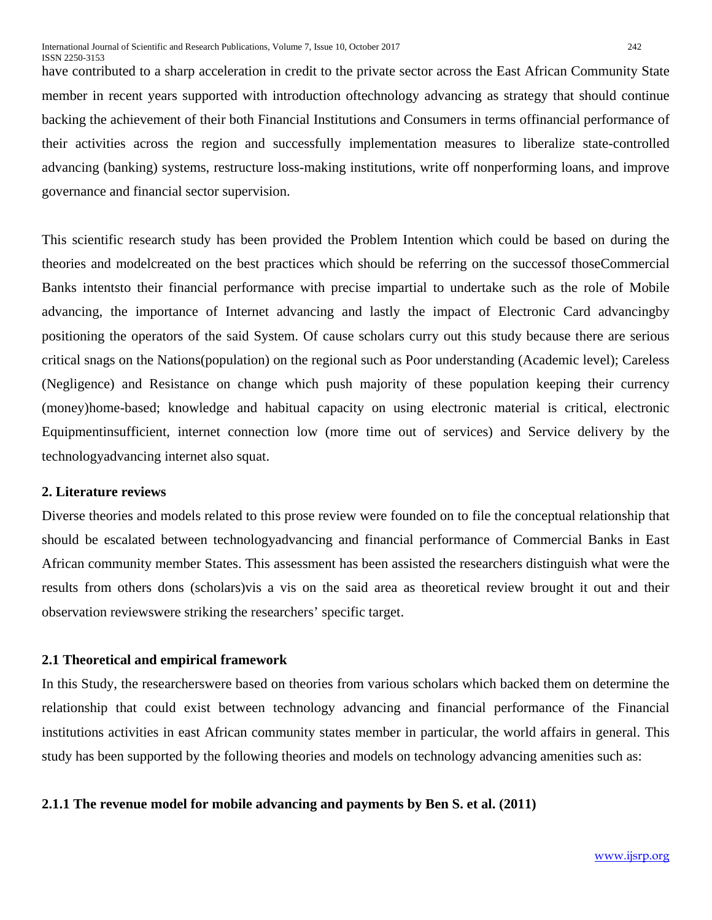have contributed to a sharp acceleration in credit to the private sector across the East African Community State member in recent years supported with introduction oftechnology advancing as strategy that should continue backing the achievement of their both Financial Institutions and Consumers in terms offinancial performance of their activities across the region and successfully implementation measures to liberalize state-controlled advancing (banking) systems, restructure loss-making institutions, write off nonperforming loans, and improve governance and financial sector supervision.

This scientific research study has been provided the Problem Intention which could be based on during the theories and modelcreated on the best practices which should be referring on the successof thoseCommercial Banks intentsto their financial performance with precise impartial to undertake such as the role of Mobile advancing, the importance of Internet advancing and lastly the impact of Electronic Card advancingby positioning the operators of the said System. Of cause scholars curry out this study because there are serious critical snags on the Nations(population) on the regional such as Poor understanding (Academic level); Careless (Negligence) and Resistance on change which push majority of these population keeping their currency (money)home-based; knowledge and habitual capacity on using electronic material is critical, electronic Equipmentinsufficient, internet connection low (more time out of services) and Service delivery by the technologyadvancing internet also squat.

## 2. Literature reviews

Diverse theories and models related to this prose review were founded on to file the conceptual relationship that should be escalated between technologyadvancing and financial performance of Commercial Banks in East African community member States. This assessment has been assisted the researchers distinguish what were the results from others dons (scholars)vis a vis on the said area as theoretical review brought it out and their observation reviewswere striking the researchers' specific target.

### 2.1 Theoretical and empirical framework

In this Study, the researcherswere based on theories from various scholars which backed them on determine the relationship that could exist between technology advancing and financial performance of the Financial institutions activities in east African community states member in particular, the world affairs in general. This study has been supported by the following theories and models on technology advancing amenities such as:

#### 2.1.1 The revenue model for mobile advancing and payments by Ben S. et al. (2011)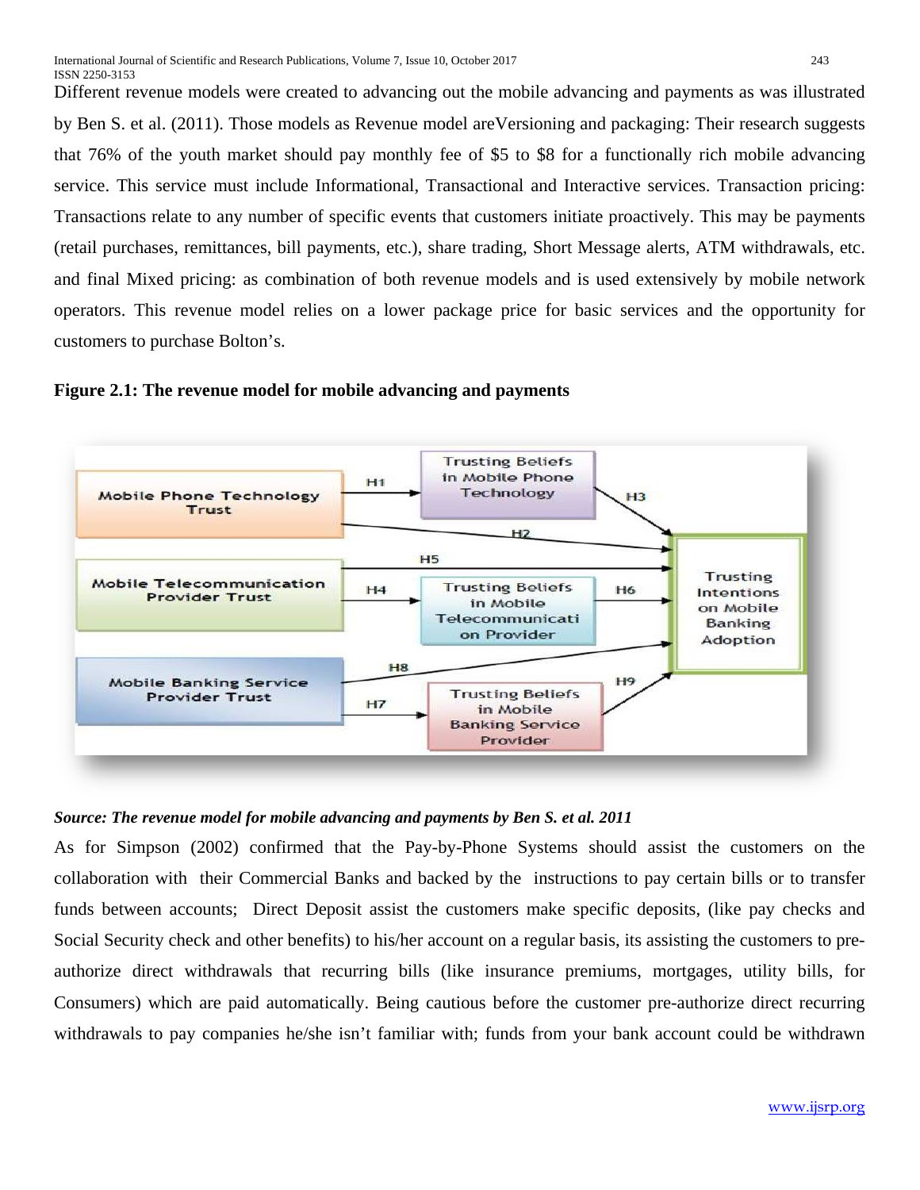Different revenue models were created to advancing out the mobile advancing and payments as was illustrated by Ben S. et al. (2011). Those models as Revenue model areVersioning and packaging: Their research suggests that 76% of the youth market should pay monthly fee of $5 to $8 for a functionally rich mobile advancing service. This service must include Informational, Transactional and Interactive services. Transaction pricing: Transactions relate to any number of specific events that customers initiate proactively. This may be payments (retail purchases, remittances, bill payments, etc.), share trading, Short Message alerts, ATM withdrawals, etc. and final Mixed pricing: as combination of both revenue models and is used extensively by mobile network operators. This revenue model relies on a lower package price for basic services and the opportunity for customers to purchase Bolton's.

**Figure 2.1: The revenue model for mobile advancing and payments**

*Source: The revenue model for mobile advancing and payments by Ben S. et al. 2011*

As for Simpson (2002) confirmed that the Pay-by-Phone Systems should assist the customers on the collaboration with their Commercial Banks and backed by the instructions to pay certain bills or to transfer funds between accounts; Direct Deposit assist the customers make specific deposits, (like pay checks and Social Security check and other benefits) to his/her account on a regular basis, its assisting the customers to pre-authorize direct withdrawals that recurring bills (like insurance premiums, mortgages, utility bills, for Consumers) which are paid automatically. Being cautious before the customer pre-authorize direct recurring withdrawals to pay companies he/she isn't familiar with; funds from your bank account could be withdrawn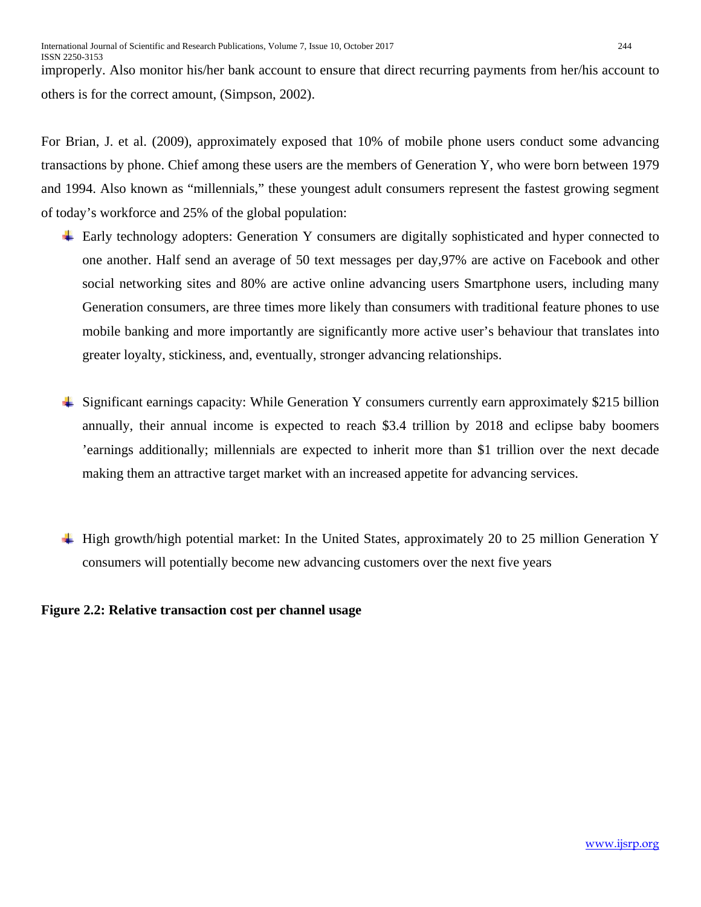improperly. Also monitor his/her bank account to ensure that direct recurring payments from her/his account to others is for the correct amount, (Simpson, 2002).

For Brian, J. et al. (2009), approximately exposed that 10% of mobile phone users conduct some advancing transactions by phone. Chief among these users are the members of Generation Y, who were born between 1979 and 1994. Also known as "millennials," these youngest adult consumers represent the fastest growing segment of today's workforce and 25% of the global population:

- Early technology adopters: Generation Y consumers are digitally sophisticated and hyper connected to one another. Half send an average of 50 text messages per day,97% are active on Facebook and other social networking sites and 80% are active online advancing users Smartphone users, including many Generation consumers, are three times more likely than consumers with traditional feature phones to use mobile banking and more importantly are significantly more active user's behaviour that translates into greater loyalty, stickiness, and, eventually, stronger advancing relationships.

- Significant earnings capacity: While Generation Y consumers currently earn approximately $215 billion annually, their annual income is expected to reach $3.4 trillion by 2018 and eclipse baby boomers 'earnings additionally; millennials are expected to inherit more than $1 trillion over the next decade making them an attractive target market with an increased appetite for advancing services.

- High growth/high potential market: In the United States, approximately 20 to 25 million Generation Y consumers will potentially become new advancing customers over the next five years

**Figure 2.2: Relative transaction cost per channel usage**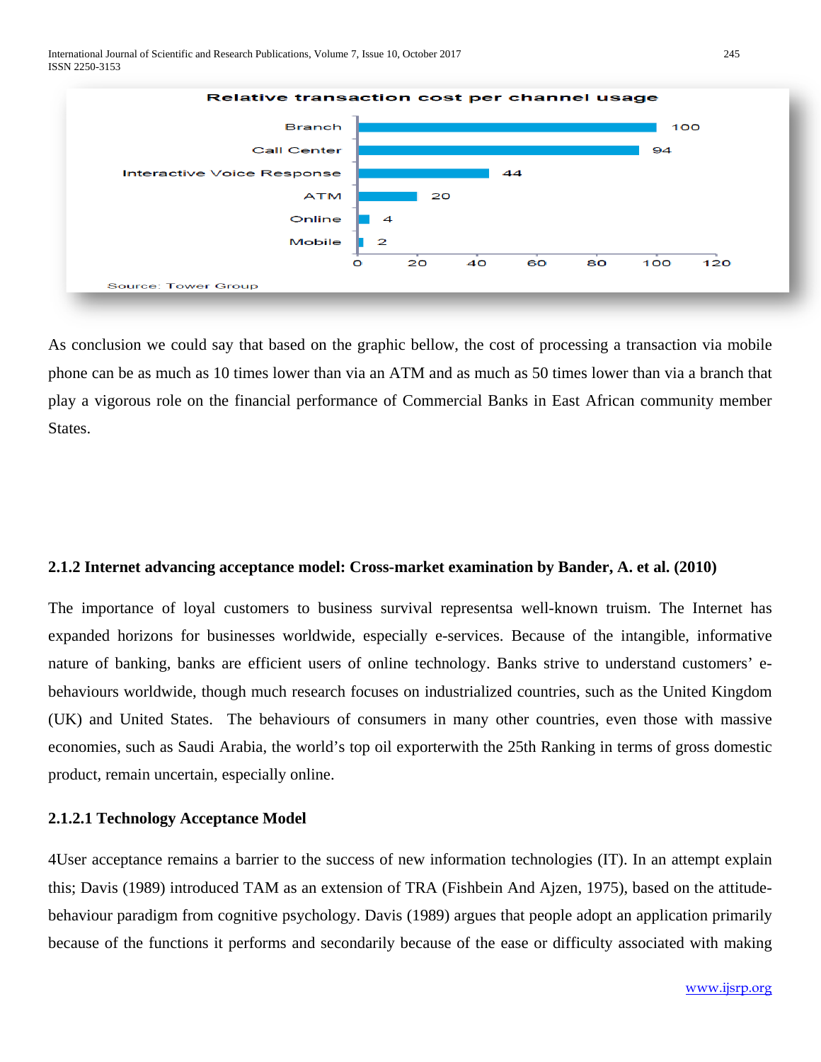Relative transaction cost per channel usage

| Channel | Relative cost |
|---|---|
| Branch | 100 |
| Call Center | 94 |
| Interactive Voice Response | 44 |
| ATM | 20 |
| Online | 4 |
| Mobile | 2 |

Source: Tower Group

As conclusion we could say that based on the graphic bellow, the cost of processing a transaction via mobile phone can be as much as 10 times lower than via an ATM and as much as 50 times lower than via a branch that play a vigorous role on the financial performance of Commercial Banks in East African community member States.

### 2.1.2 Internet advancing acceptance model: Cross-market examination by Bander, A. et al. (2010)

The importance of loyal customers to business survival representsa well-known truism. The Internet has expanded horizons for businesses worldwide, especially e-services. Because of the intangible, informative nature of banking, banks are efficient users of online technology. Banks strive to understand customers' e-behaviours worldwide, though much research focuses on industrialized countries, such as the United Kingdom (UK) and United States. The behaviours of consumers in many other countries, even those with massive economies, such as Saudi Arabia, the world's top oil exporterwith the 25th Ranking in terms of gross domestic product, remain uncertain, especially online.

#### 2.1.2.1 Technology Acceptance Model

4User acceptance remains a barrier to the success of new information technologies (IT). In an attempt explain this; Davis (1989) introduced TAM as an extension of TRA (Fishbein And Ajzen, 1975), based on the attitude-behaviour paradigm from cognitive psychology. Davis (1989) argues that people adopt an application primarily because of the functions it performs and secondarily because of the ease or difficulty associated with making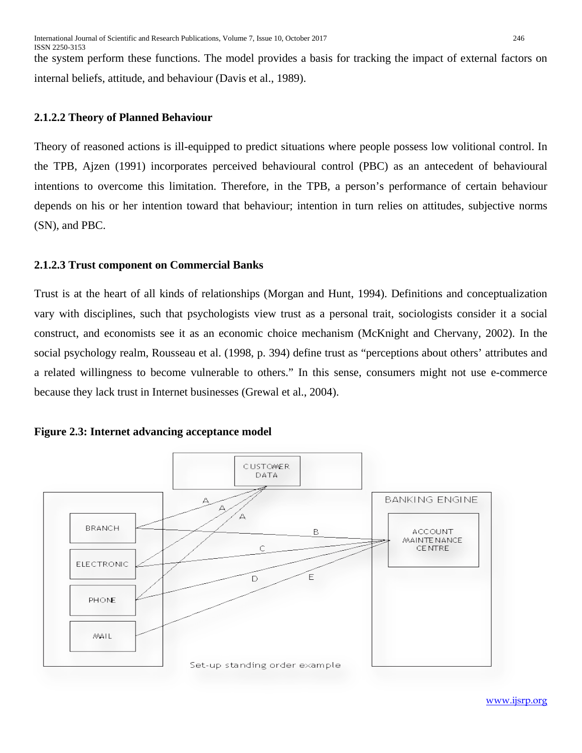the system perform these functions. The model provides a basis for tracking the impact of external factors on internal beliefs, attitude, and behaviour (Davis et al., 1989).

#### 2.1.2.2 Theory of Planned Behaviour

Theory of reasoned actions is ill-equipped to predict situations where people possess low volitional control. In the TPB, Ajzen (1991) incorporates perceived behavioural control (PBC) as an antecedent of behavioural intentions to overcome this limitation. Therefore, in the TPB, a person's performance of certain behaviour depends on his or her intention toward that behaviour; intention in turn relies on attitudes, subjective norms (SN), and PBC.

#### 2.1.2.3 Trust component on Commercial Banks

Trust is at the heart of all kinds of relationships (Morgan and Hunt, 1994). Definitions and conceptualization vary with disciplines, such that psychologists view trust as a personal trait, sociologists consider it a social construct, and economists see it as an economic choice mechanism (McKnight and Chervany, 2002). In the social psychology realm, Rousseau et al. (1998, p. 394) define trust as "perceptions about others' attributes and a related willingness to become vulnerable to others." In this sense, consumers might not use e-commerce because they lack trust in Internet businesses (Grewal et al., 2004).

**Figure 2.3: Internet advancing acceptance model**

CUSTOMER DATA

BRANCH

ELECTRONIC

PHONE

MAIL

BANKING ENGINE

ACCOUNT MAINTENANCE CENTRE

A A A B C D E

Set-up standing order example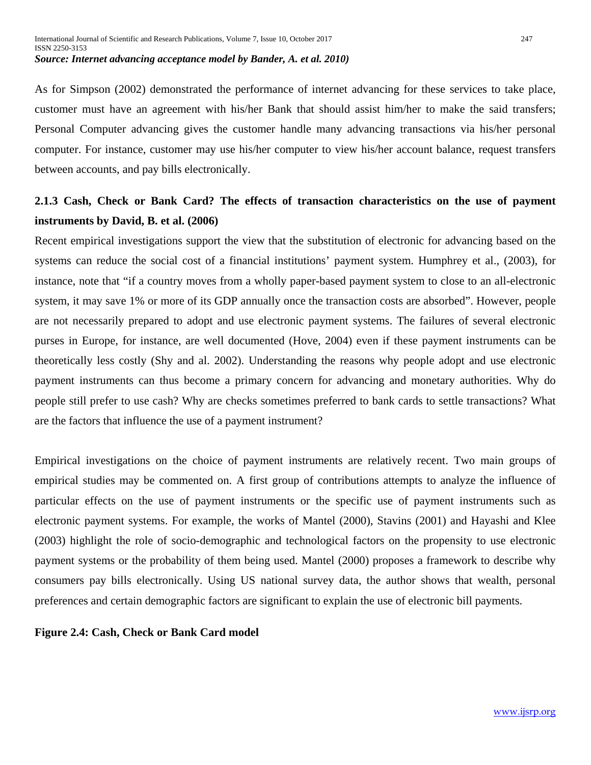*Source: Internet advancing acceptance model by Bander, A. et al. 2010)*

As for Simpson (2002) demonstrated the performance of internet advancing for these services to take place, customer must have an agreement with his/her Bank that should assist him/her to make the said transfers; Personal Computer advancing gives the customer handle many advancing transactions via his/her personal computer. For instance, customer may use his/her computer to view his/her account balance, request transfers between accounts, and pay bills electronically.

### 2.1.3 Cash, Check or Bank Card? The effects of transaction characteristics on the use of payment instruments by David, B. et al. (2006)

Recent empirical investigations support the view that the substitution of electronic for advancing based on the systems can reduce the social cost of a financial institutions' payment system. Humphrey et al., (2003), for instance, note that "if a country moves from a wholly paper-based payment system to close to an all-electronic system, it may save 1% or more of its GDP annually once the transaction costs are absorbed". However, people are not necessarily prepared to adopt and use electronic payment systems. The failures of several electronic purses in Europe, for instance, are well documented (Hove, 2004) even if these payment instruments can be theoretically less costly (Shy and al. 2002). Understanding the reasons why people adopt and use electronic payment instruments can thus become a primary concern for advancing and monetary authorities. Why do people still prefer to use cash? Why are checks sometimes preferred to bank cards to settle transactions? What are the factors that influence the use of a payment instrument?

Empirical investigations on the choice of payment instruments are relatively recent. Two main groups of empirical studies may be commented on. A first group of contributions attempts to analyze the influence of particular effects on the use of payment instruments or the specific use of payment instruments such as electronic payment systems. For example, the works of Mantel (2000), Stavins (2001) and Hayashi and Klee (2003) highlight the role of socio-demographic and technological factors on the propensity to use electronic payment systems or the probability of them being used. Mantel (2000) proposes a framework to describe why consumers pay bills electronically. Using US national survey data, the author shows that wealth, personal preferences and certain demographic factors are significant to explain the use of electronic bill payments.

**Figure 2.4: Cash, Check or Bank Card model**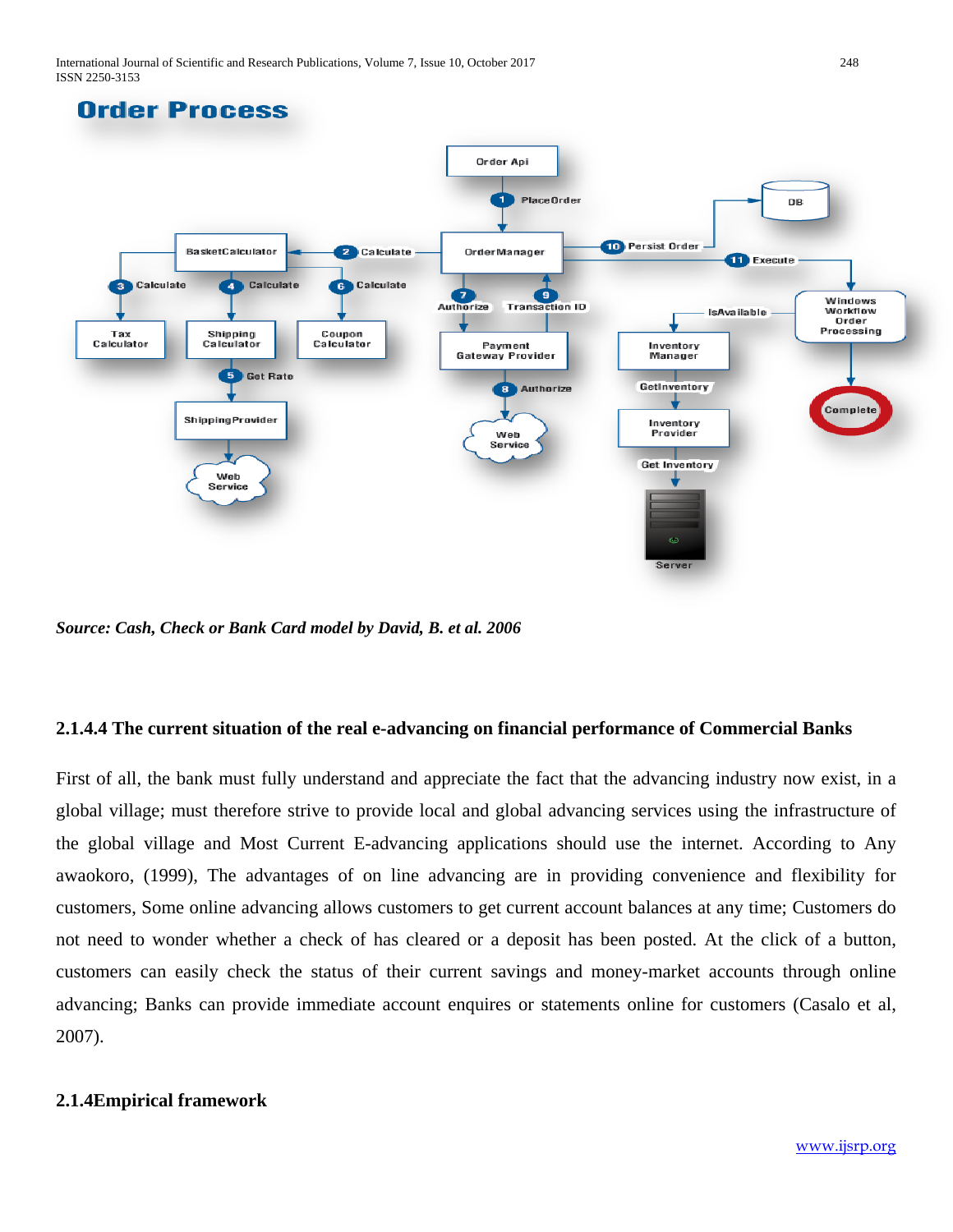**Order Process**

*Source: Cash, Check or Bank Card model by David, B. et al. 2006*

#### 2.1.4.4 The current situation of the real e-advancing on financial performance of Commercial Banks

First of all, the bank must fully understand and appreciate the fact that the advancing industry now exist, in a global village; must therefore strive to provide local and global advancing services using the infrastructure of the global village and Most Current E-advancing applications should use the internet. According to Any awaokoro, (1999), The advantages of on line advancing are in providing convenience and flexibility for customers, Some online advancing allows customers to get current account balances at any time; Customers do not need to wonder whether a check of has cleared or a deposit has been posted. At the click of a button, customers can easily check the status of their current savings and money-market accounts through online advancing; Banks can provide immediate account enquires or statements online for customers (Casalo et al, 2007).

### 2.1.4Empirical framework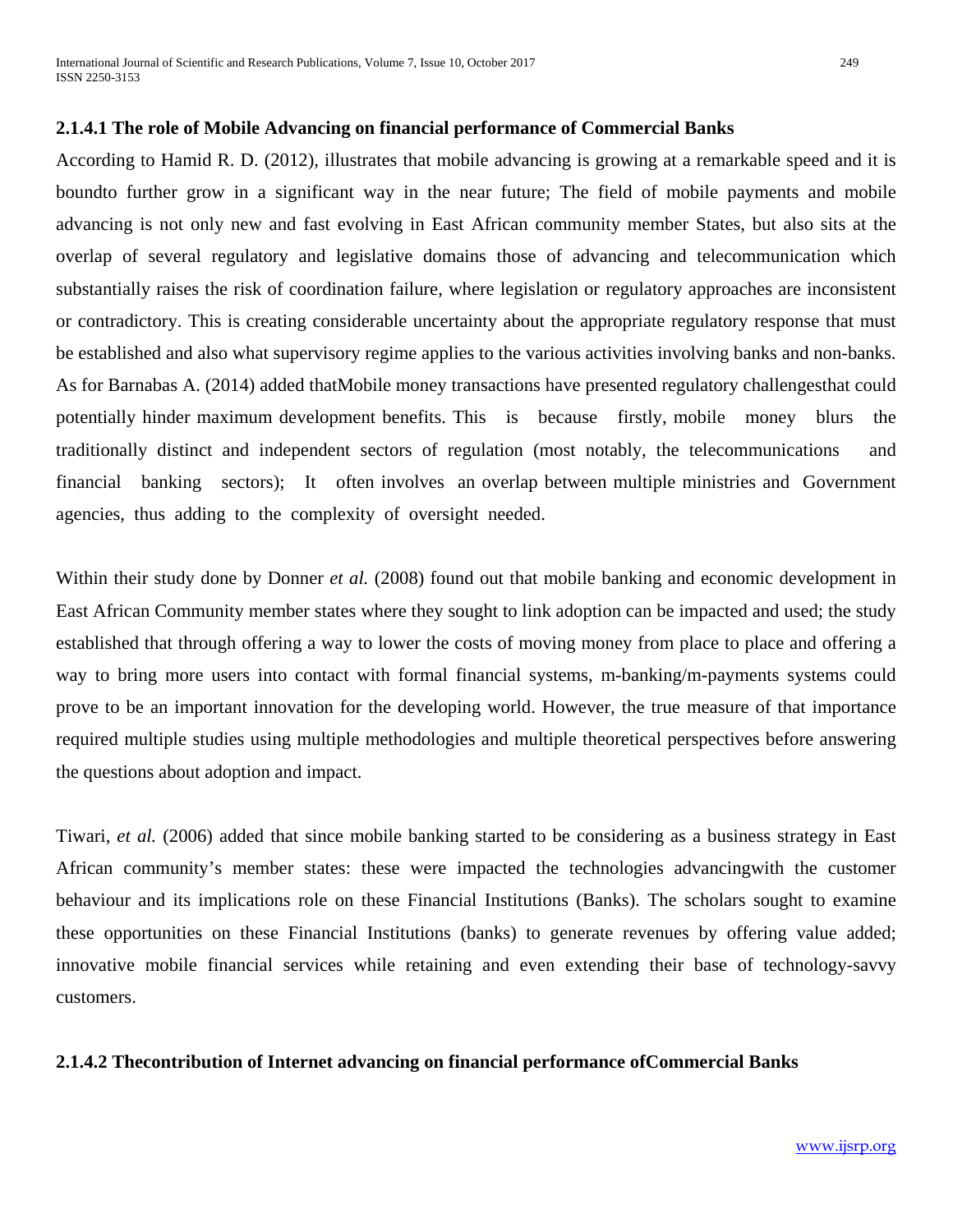#### 2.1.4.1 The role of Mobile Advancing on financial performance of Commercial Banks

According to Hamid R. D. (2012), illustrates that mobile advancing is growing at a remarkable speed and it is boundto further grow in a significant way in the near future; The field of mobile payments and mobile advancing is not only new and fast evolving in East African community member States, but also sits at the overlap of several regulatory and legislative domains those of advancing and telecommunication which substantially raises the risk of coordination failure, where legislation or regulatory approaches are inconsistent or contradictory. This is creating considerable uncertainty about the appropriate regulatory response that must be established and also what supervisory regime applies to the various activities involving banks and non-banks. As for Barnabas A. (2014) added thatMobile money transactions have presented regulatory challengesthat could potentially hinder maximum development benefits. This is because firstly, mobile money blurs the traditionally distinct and independent sectors of regulation (most notably, the telecommunications and financial banking sectors); It often involves an overlap between multiple ministries and Government agencies, thus adding to the complexity of oversight needed.

Within their study done by Donner *et al.* (2008) found out that mobile banking and economic development in East African Community member states where they sought to link adoption can be impacted and used; the study established that through offering a way to lower the costs of moving money from place to place and offering a way to bring more users into contact with formal financial systems, m-banking/m-payments systems could prove to be an important innovation for the developing world. However, the true measure of that importance required multiple studies using multiple methodologies and multiple theoretical perspectives before answering the questions about adoption and impact.

Tiwari, *et al.* (2006) added that since mobile banking started to be considering as a business strategy in East African community's member states: these were impacted the technologies advancingwith the customer behaviour and its implications role on these Financial Institutions (Banks). The scholars sought to examine these opportunities on these Financial Institutions (banks) to generate revenues by offering value added; innovative mobile financial services while retaining and even extending their base of technology-savvy customers.

#### 2.1.4.2 Thecontribution of Internet advancing on financial performance ofCommercial Banks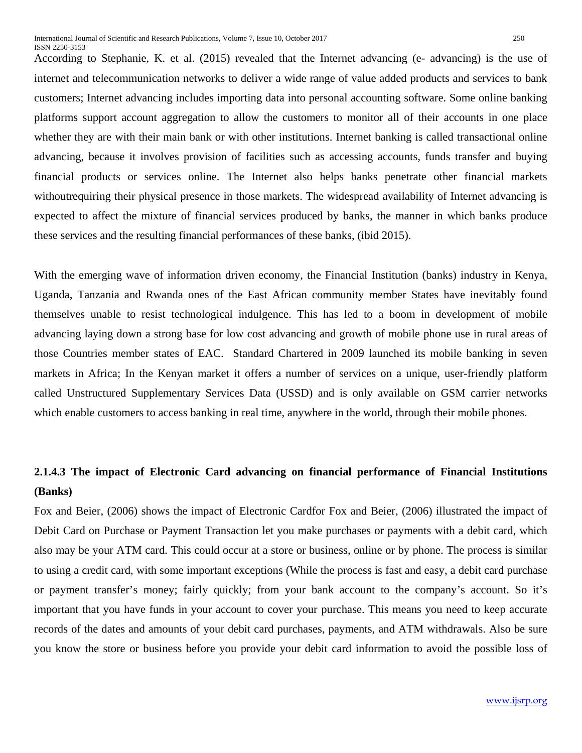According to Stephanie, K. et al. (2015) revealed that the Internet advancing (e- advancing) is the use of internet and telecommunication networks to deliver a wide range of value added products and services to bank customers; Internet advancing includes importing data into personal accounting software. Some online banking platforms support account aggregation to allow the customers to monitor all of their accounts in one place whether they are with their main bank or with other institutions. Internet banking is called transactional online advancing, because it involves provision of facilities such as accessing accounts, funds transfer and buying financial products or services online. The Internet also helps banks penetrate other financial markets withoutrequiring their physical presence in those markets. The widespread availability of Internet advancing is expected to affect the mixture of financial services produced by banks, the manner in which banks produce these services and the resulting financial performances of these banks, (ibid 2015).

With the emerging wave of information driven economy, the Financial Institution (banks) industry in Kenya, Uganda, Tanzania and Rwanda ones of the East African community member States have inevitably found themselves unable to resist technological indulgence. This has led to a boom in development of mobile advancing laying down a strong base for low cost advancing and growth of mobile phone use in rural areas of those Countries member states of EAC. Standard Chartered in 2009 launched its mobile banking in seven markets in Africa; In the Kenyan market it offers a number of services on a unique, user-friendly platform called Unstructured Supplementary Services Data (USSD) and is only available on GSM carrier networks which enable customers to access banking in real time, anywhere in the world, through their mobile phones.

#### 2.1.4.3 The impact of Electronic Card advancing on financial performance of Financial Institutions (Banks)

Fox and Beier, (2006) shows the impact of Electronic Cardfor Fox and Beier, (2006) illustrated the impact of Debit Card on Purchase or Payment Transaction let you make purchases or payments with a debit card, which also may be your ATM card. This could occur at a store or business, online or by phone. The process is similar to using a credit card, with some important exceptions (While the process is fast and easy, a debit card purchase or payment transfer's money; fairly quickly; from your bank account to the company's account. So it's important that you have funds in your account to cover your purchase. This means you need to keep accurate records of the dates and amounts of your debit card purchases, payments, and ATM withdrawals. Also be sure you know the store or business before you provide your debit card information to avoid the possible loss of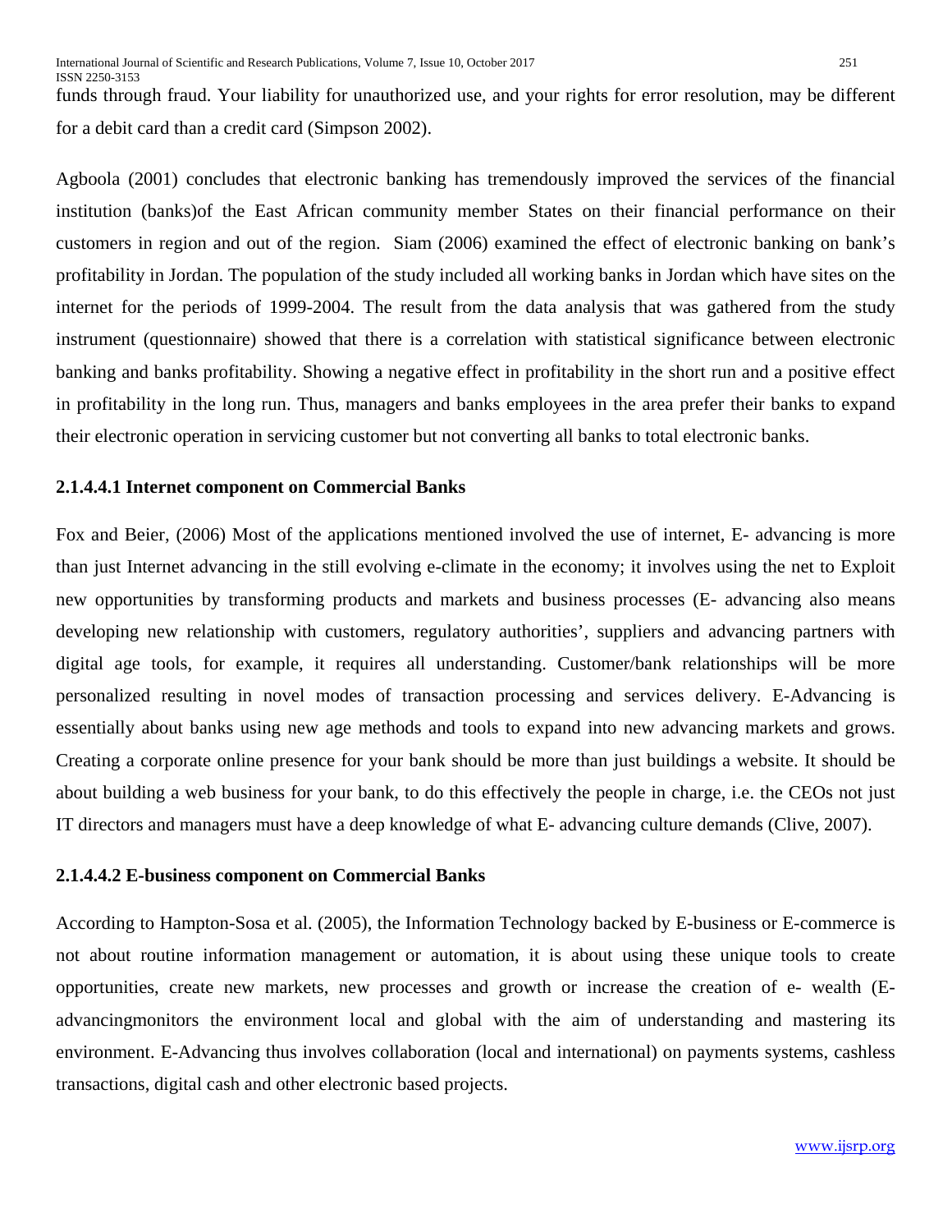funds through fraud. Your liability for unauthorized use, and your rights for error resolution, may be different for a debit card than a credit card (Simpson 2002).

Agboola (2001) concludes that electronic banking has tremendously improved the services of the financial institution (banks)of the East African community member States on their financial performance on their customers in region and out of the region. Siam (2006) examined the effect of electronic banking on bank's profitability in Jordan. The population of the study included all working banks in Jordan which have sites on the internet for the periods of 1999-2004. The result from the data analysis that was gathered from the study instrument (questionnaire) showed that there is a correlation with statistical significance between electronic banking and banks profitability. Showing a negative effect in profitability in the short run and a positive effect in profitability in the long run. Thus, managers and banks employees in the area prefer their banks to expand their electronic operation in servicing customer but not converting all banks to total electronic banks.

#### 2.1.4.4.1 Internet component on Commercial Banks

Fox and Beier, (2006) Most of the applications mentioned involved the use of internet, E- advancing is more than just Internet advancing in the still evolving e-climate in the economy; it involves using the net to Exploit new opportunities by transforming products and markets and business processes (E- advancing also means developing new relationship with customers, regulatory authorities', suppliers and advancing partners with digital age tools, for example, it requires all understanding. Customer/bank relationships will be more personalized resulting in novel modes of transaction processing and services delivery. E-Advancing is essentially about banks using new age methods and tools to expand into new advancing markets and grows. Creating a corporate online presence for your bank should be more than just buildings a website. It should be about building a web business for your bank, to do this effectively the people in charge, i.e. the CEOs not just IT directors and managers must have a deep knowledge of what E- advancing culture demands (Clive, 2007).

#### 2.1.4.4.2 E-business component on Commercial Banks

According to Hampton-Sosa et al. (2005), the Information Technology backed by E-business or E-commerce is not about routine information management or automation, it is about using these unique tools to create opportunities, create new markets, new processes and growth or increase the creation of e- wealth (E-advancingmonitors the environment local and global with the aim of understanding and mastering its environment. E-Advancing thus involves collaboration (local and international) on payments systems, cashless transactions, digital cash and other electronic based projects.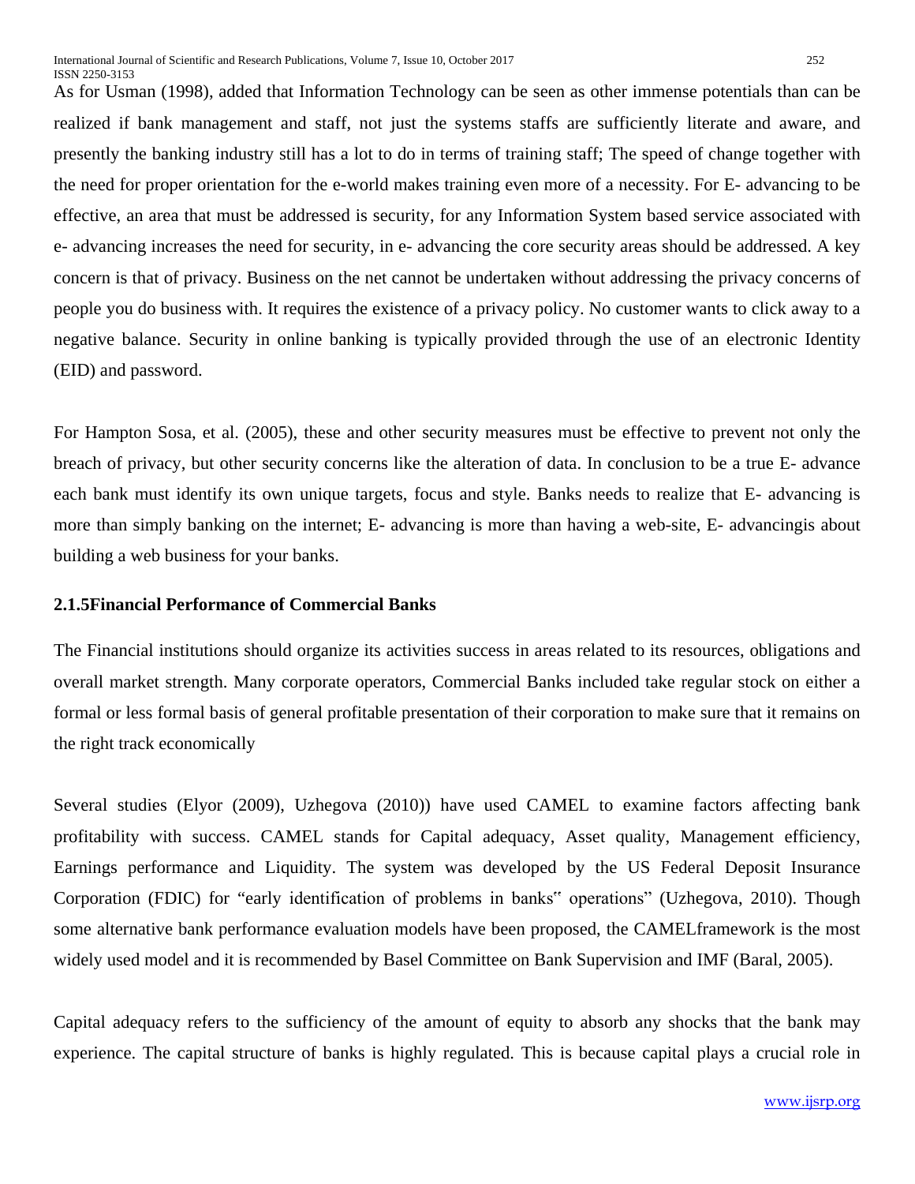As for Usman (1998), added that Information Technology can be seen as other immense potentials than can be realized if bank management and staff, not just the systems staffs are sufficiently literate and aware, and presently the banking industry still has a lot to do in terms of training staff; The speed of change together with the need for proper orientation for the e-world makes training even more of a necessity. For E- advancing to be effective, an area that must be addressed is security, for any Information System based service associated with e- advancing increases the need for security, in e- advancing the core security areas should be addressed. A key concern is that of privacy. Business on the net cannot be undertaken without addressing the privacy concerns of people you do business with. It requires the existence of a privacy policy. No customer wants to click away to a negative balance. Security in online banking is typically provided through the use of an electronic Identity (EID) and password.

For Hampton Sosa, et al. (2005), these and other security measures must be effective to prevent not only the breach of privacy, but other security concerns like the alteration of data. In conclusion to be a true E- advance each bank must identify its own unique targets, focus and style. Banks needs to realize that E- advancing is more than simply banking on the internet; E- advancing is more than having a web-site, E- advancingis about building a web business for your banks.

### 2.1.5Financial Performance of Commercial Banks

The Financial institutions should organize its activities success in areas related to its resources, obligations and overall market strength. Many corporate operators, Commercial Banks included take regular stock on either a formal or less formal basis of general profitable presentation of their corporation to make sure that it remains on the right track economically

Several studies (Elyor (2009), Uzhegova (2010)) have used CAMEL to examine factors affecting bank profitability with success. CAMEL stands for Capital adequacy, Asset quality, Management efficiency, Earnings performance and Liquidity. The system was developed by the US Federal Deposit Insurance Corporation (FDIC) for "early identification of problems in banks" operations" (Uzhegova, 2010). Though some alternative bank performance evaluation models have been proposed, the CAMELframework is the most widely used model and it is recommended by Basel Committee on Bank Supervision and IMF (Baral, 2005).

Capital adequacy refers to the sufficiency of the amount of equity to absorb any shocks that the bank may experience. The capital structure of banks is highly regulated. This is because capital plays a crucial role in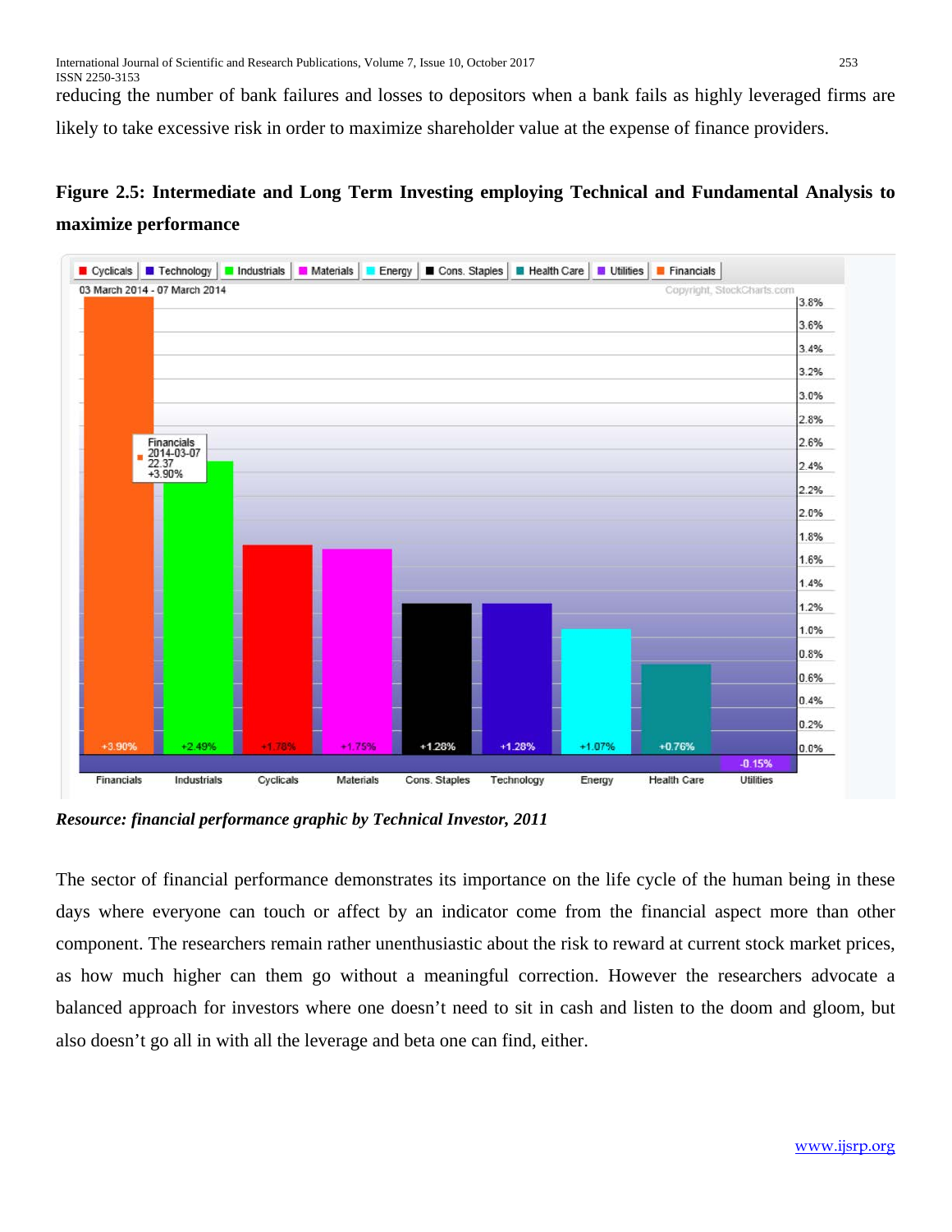reducing the number of bank failures and losses to depositors when a bank fails as highly leveraged firms are likely to take excessive risk in order to maximize shareholder value at the expense of finance providers.

**Figure 2.5: Intermediate and Long Term Investing employing Technical and Fundamental Analysis to maximize performance**

***Resource: financial performance graphic by Technical Investor, 2011***

The sector of financial performance demonstrates its importance on the life cycle of the human being in these days where everyone can touch or affect by an indicator come from the financial aspect more than other component. The researchers remain rather unenthusiastic about the risk to reward at current stock market prices, as how much higher can them go without a meaningful correction. However the researchers advocate a balanced approach for investors where one doesn't need to sit in cash and listen to the doom and gloom, but also doesn't go all in with all the leverage and beta one can find, either.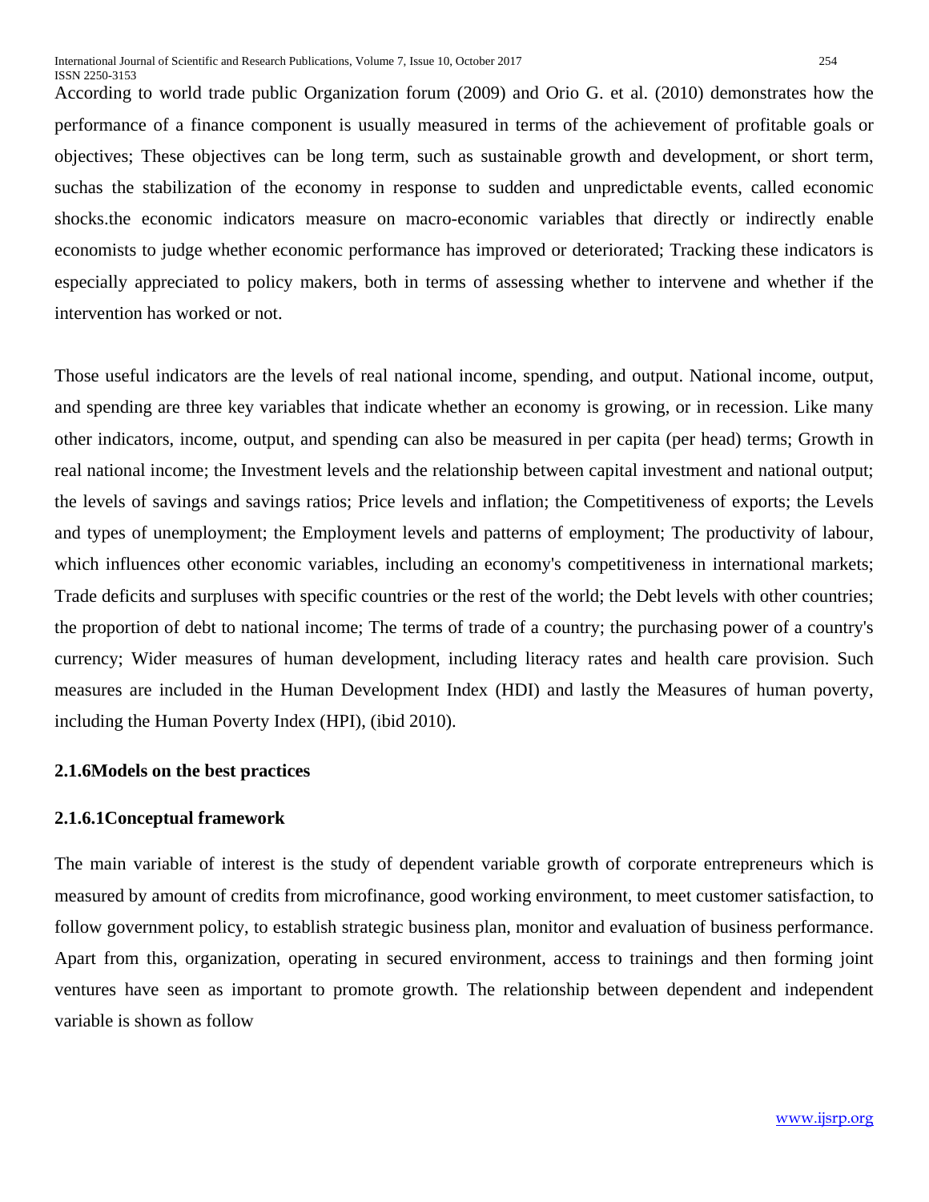According to world trade public Organization forum (2009) and Orio G. et al. (2010) demonstrates how the performance of a finance component is usually measured in terms of the achievement of profitable goals or objectives; These objectives can be long term, such as sustainable growth and development, or short term, suchas the stabilization of the economy in response to sudden and unpredictable events, called economic shocks.the economic indicators measure on macro-economic variables that directly or indirectly enable economists to judge whether economic performance has improved or deteriorated; Tracking these indicators is especially appreciated to policy makers, both in terms of assessing whether to intervene and whether if the intervention has worked or not.

Those useful indicators are the levels of real national income, spending, and output. National income, output, and spending are three key variables that indicate whether an economy is growing, or in recession. Like many other indicators, income, output, and spending can also be measured in per capita (per head) terms; Growth in real national income; the Investment levels and the relationship between capital investment and national output; the levels of savings and savings ratios; Price levels and inflation; the Competitiveness of exports; the Levels and types of unemployment; the Employment levels and patterns of employment; The productivity of labour, which influences other economic variables, including an economy's competitiveness in international markets; Trade deficits and surpluses with specific countries or the rest of the world; the Debt levels with other countries; the proportion of debt to national income; The terms of trade of a country; the purchasing power of a country's currency; Wider measures of human development, including literacy rates and health care provision. Such measures are included in the Human Development Index (HDI) and lastly the Measures of human poverty, including the Human Poverty Index (HPI), (ibid 2010).

### 2.1.6Models on the best practices

#### 2.1.6.1Conceptual framework

The main variable of interest is the study of dependent variable growth of corporate entrepreneurs which is measured by amount of credits from microfinance, good working environment, to meet customer satisfaction, to follow government policy, to establish strategic business plan, monitor and evaluation of business performance. Apart from this, organization, operating in secured environment, access to trainings and then forming joint ventures have seen as important to promote growth. The relationship between dependent and independent variable is shown as follow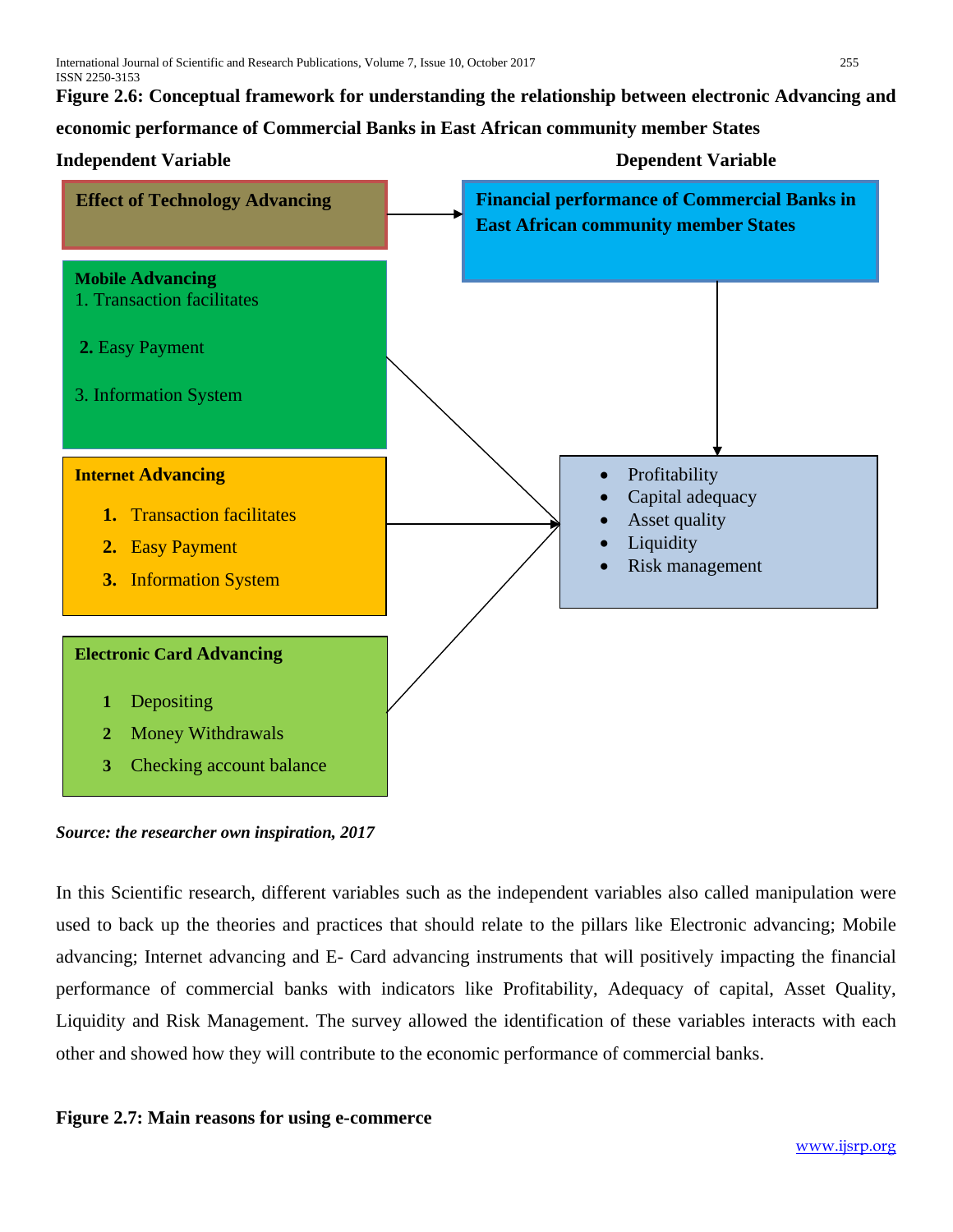**Figure 2.6: Conceptual framework for understanding the relationship between electronic Advancing and economic performance of Commercial Banks in East African community member States**

**Independent Variable**

**Effect of Technology Advancing**

**Mobile Advancing**
1. Transaction facilitates
2. Easy Payment
3. Information System

**Internet Advancing**
1. Transaction facilitates
2. Easy Payment
3. Information System

**Electronic Card Advancing**
1. Depositing
2. Money Withdrawals
3. Checking account balance

**Dependent Variable**

**Financial performance of Commercial Banks in East African community member States**

- Profitability
- Capital adequacy
- Asset quality
- Liquidity
- Risk management

***Source: the researcher own inspiration, 2017***

In this Scientific research, different variables such as the independent variables also called manipulation were used to back up the theories and practices that should relate to the pillars like Electronic advancing; Mobile advancing; Internet advancing and E- Card advancing instruments that will positively impacting the financial performance of commercial banks with indicators like Profitability, Adequacy of capital, Asset Quality, Liquidity and Risk Management. The survey allowed the identification of these variables interacts with each other and showed how they will contribute to the economic performance of commercial banks.

**Figure 2.7: Main reasons for using e-commerce**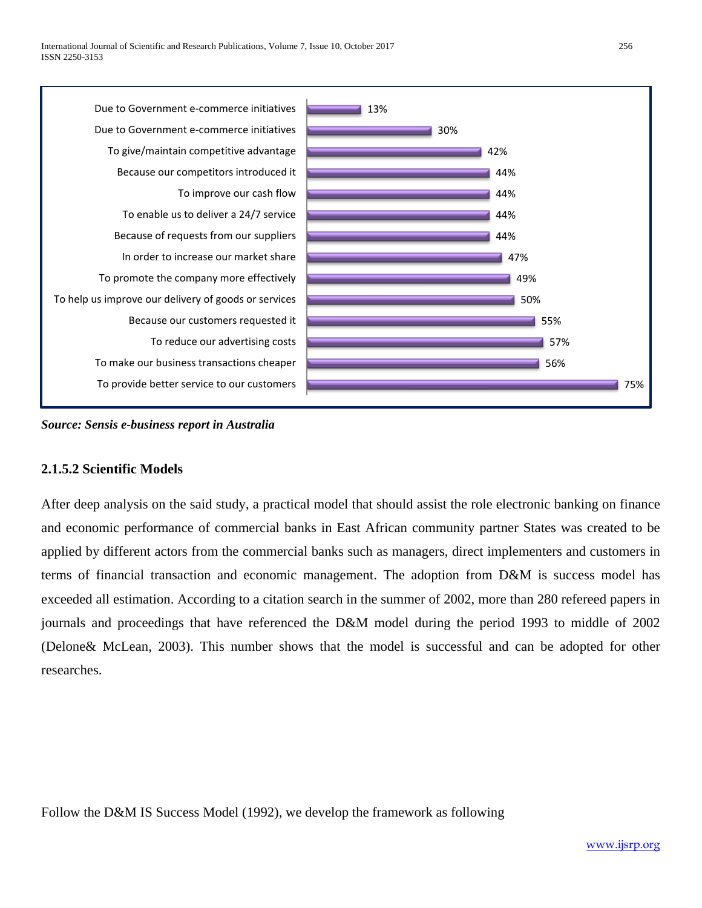| Reason | Percentage |
| --- | --- |
| Due to Government e-commerce initiatives | 13% |
| Due to Government e-commerce initiatives | 30% |
| To give/maintain competitive advantage | 42% |
| Because our competitors introduced it | 44% |
| To improve our cash flow | 44% |
| To enable us to deliver a 24/7 service | 44% |
| Because of requests from our suppliers | 44% |
| In order to increase our market share | 47% |
| To promote the company more effectively | 49% |
| To help us improve our delivery of goods or services | 50% |
| Because our customers requested it | 55% |
| To reduce our advertising costs | 57% |
| To make our business transactions cheaper | 56% |
| To provide better service to our customers | 75% |

***Source: Sensis e-business report in Australia***

### 2.1.5.2 Scientific Models

After deep analysis on the said study, a practical model that should assist the role electronic banking on finance and economic performance of commercial banks in East African community partner States was created to be applied by different actors from the commercial banks such as managers, direct implementers and customers in terms of financial transaction and economic management. The adoption from D&M is success model has exceeded all estimation. According to a citation search in the summer of 2002, more than 280 refereed papers in journals and proceedings that have referenced the D&M model during the period 1993 to middle of 2002 (Delone& McLean, 2003). This number shows that the model is successful and can be adopted for other researches.

Follow the D&M IS Success Model (1992), we develop the framework as following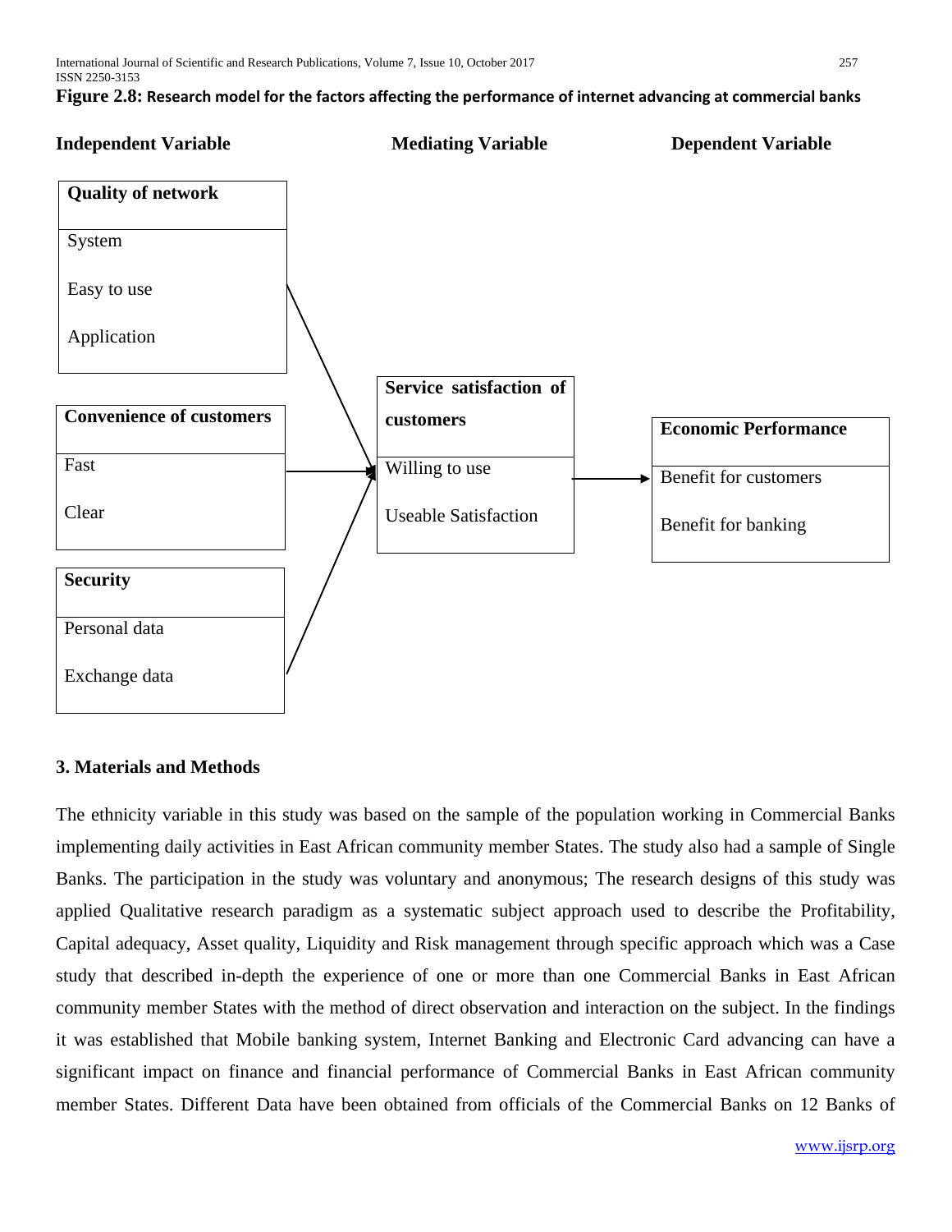**Figure 2.8: Research model for the factors affecting the performance of internet advancing at commercial banks**

| Independent Variable | Mediating Variable | Dependent Variable |
|---|---|---|
| **Quality of network**: System; Easy to use; Application | **Service satisfaction of customers**: Willing to use; Useable Satisfaction | **Economic Performance**: Benefit for customers; Benefit for banking |
| **Convenience of customers**: Fast; Clear | | |
| **Security**: Personal data; Exchange data | | |

## 3. Materials and Methods

The ethnicity variable in this study was based on the sample of the population working in Commercial Banks implementing daily activities in East African community member States. The study also had a sample of Single Banks. The participation in the study was voluntary and anonymous; The research designs of this study was applied Qualitative research paradigm as a systematic subject approach used to describe the Profitability, Capital adequacy, Asset quality, Liquidity and Risk management through specific approach which was a Case study that described in-depth the experience of one or more than one Commercial Banks in East African community member States with the method of direct observation and interaction on the subject. In the findings it was established that Mobile banking system, Internet Banking and Electronic Card advancing can have a significant impact on finance and financial performance of Commercial Banks in East African community member States. Different Data have been obtained from officials of the Commercial Banks on 12 Banks of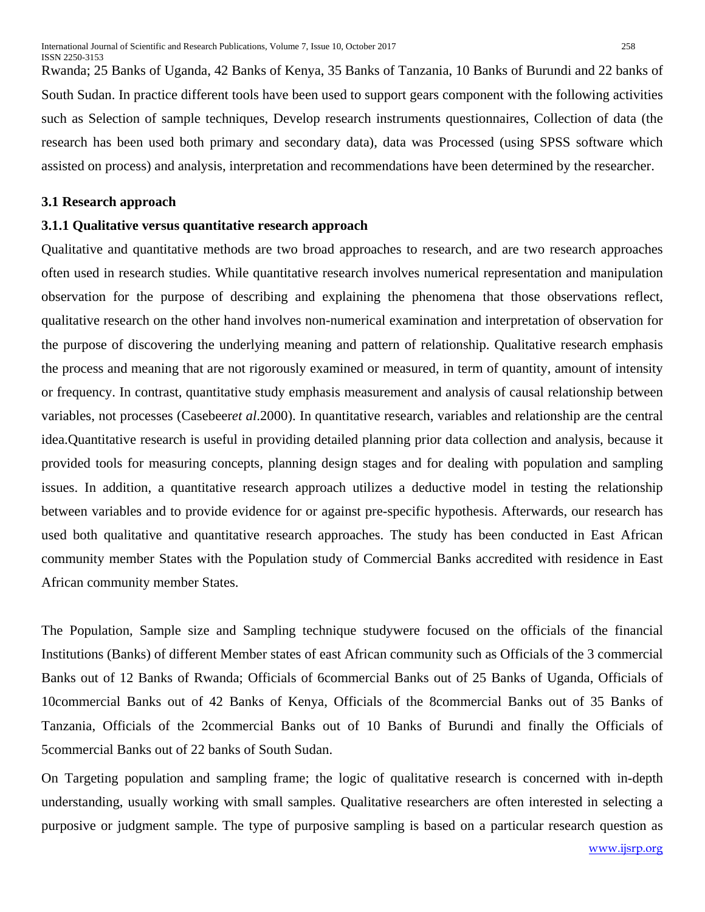Rwanda; 25 Banks of Uganda, 42 Banks of Kenya, 35 Banks of Tanzania, 10 Banks of Burundi and 22 banks of South Sudan. In practice different tools have been used to support gears component with the following activities such as Selection of sample techniques, Develop research instruments questionnaires, Collection of data (the research has been used both primary and secondary data), data was Processed (using SPSS software which assisted on process) and analysis, interpretation and recommendations have been determined by the researcher.

### 3.1 Research approach

#### 3.1.1 Qualitative versus quantitative research approach

Qualitative and quantitative methods are two broad approaches to research, and are two research approaches often used in research studies. While quantitative research involves numerical representation and manipulation observation for the purpose of describing and explaining the phenomena that those observations reflect, qualitative research on the other hand involves non-numerical examination and interpretation of observation for the purpose of discovering the underlying meaning and pattern of relationship. Qualitative research emphasis the process and meaning that are not rigorously examined or measured, in term of quantity, amount of intensity or frequency. In contrast, quantitative study emphasis measurement and analysis of causal relationship between variables, not processes (Casebeer*et al*.2000). In quantitative research, variables and relationship are the central idea.Quantitative research is useful in providing detailed planning prior data collection and analysis, because it provided tools for measuring concepts, planning design stages and for dealing with population and sampling issues. In addition, a quantitative research approach utilizes a deductive model in testing the relationship between variables and to provide evidence for or against pre-specific hypothesis. Afterwards, our research has used both qualitative and quantitative research approaches. The study has been conducted in East African community member States with the Population study of Commercial Banks accredited with residence in East African community member States.

The Population, Sample size and Sampling technique studywere focused on the officials of the financial Institutions (Banks) of different Member states of east African community such as Officials of the 3 commercial Banks out of 12 Banks of Rwanda; Officials of 6commercial Banks out of 25 Banks of Uganda, Officials of 10commercial Banks out of 42 Banks of Kenya, Officials of the 8commercial Banks out of 35 Banks of Tanzania, Officials of the 2commercial Banks out of 10 Banks of Burundi and finally the Officials of 5commercial Banks out of 22 banks of South Sudan.

On Targeting population and sampling frame; the logic of qualitative research is concerned with in-depth understanding, usually working with small samples. Qualitative researchers are often interested in selecting a purposive or judgment sample. The type of purposive sampling is based on a particular research question as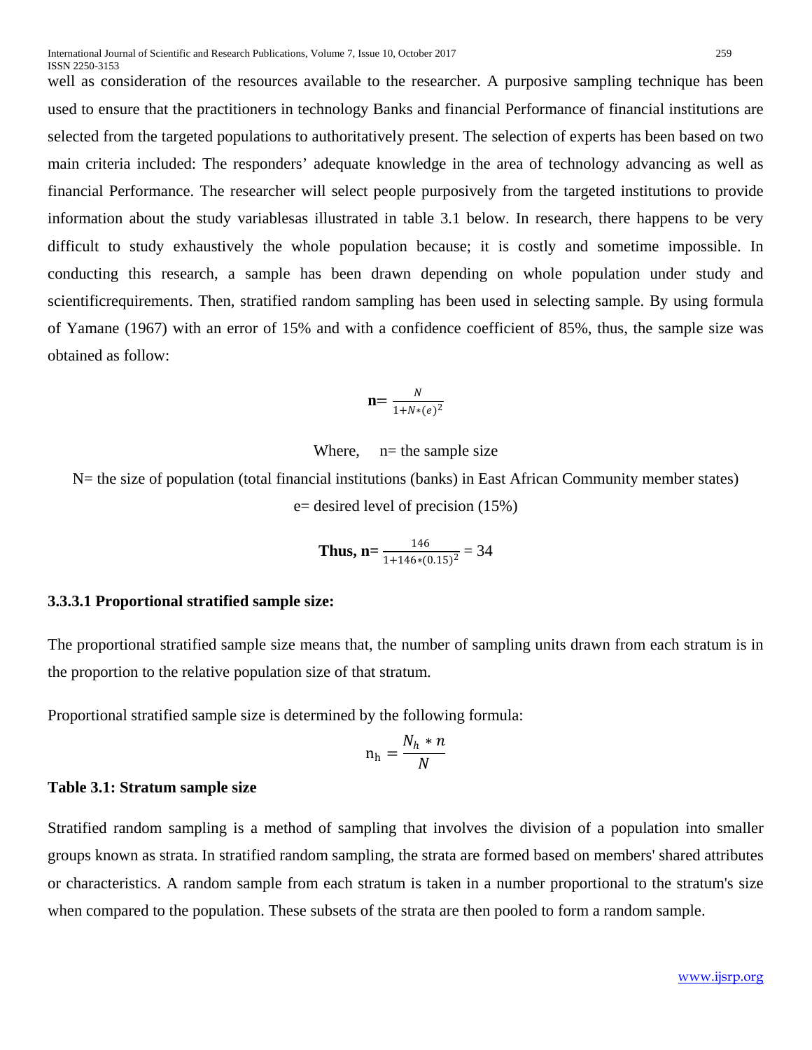well as consideration of the resources available to the researcher. A purposive sampling technique has been used to ensure that the practitioners in technology Banks and financial Performance of financial institutions are selected from the targeted populations to authoritatively present. The selection of experts has been based on two main criteria included: The responders' adequate knowledge in the area of technology advancing as well as financial Performance. The researcher will select people purposively from the targeted institutions to provide information about the study variablesas illustrated in table 3.1 below. In research, there happens to be very difficult to study exhaustively the whole population because; it is costly and sometime impossible. In conducting this research, a sample has been drawn depending on whole population under study and scientificrequirements. Then, stratified random sampling has been used in selecting sample. By using formula of Yamane (1967) with an error of 15% and with a confidence coefficient of 85%, thus, the sample size was obtained as follow:

$$\mathbf{n=} \frac{N}{1+N*(e)^2}$$

Where, n= the sample size

N= the size of population (total financial institutions (banks) in East African Community member states)

e= desired level of precision (15%)

$$\textbf{Thus, n=} \frac{146}{1+146*(0.15)^2} = 34$$

### 3.3.3.1 Proportional stratified sample size:

The proportional stratified sample size means that, the number of sampling units drawn from each stratum is in the proportion to the relative population size of that stratum.

Proportional stratified sample size is determined by the following formula:

$$\mathrm{n_h} = \frac{N_h * n}{N}$$

**Table 3.1: Stratum sample size**

Stratified random sampling is a method of sampling that involves the division of a population into smaller groups known as strata. In stratified random sampling, the strata are formed based on members' shared attributes or characteristics. A random sample from each stratum is taken in a number proportional to the stratum's size when compared to the population. These subsets of the strata are then pooled to form a random sample.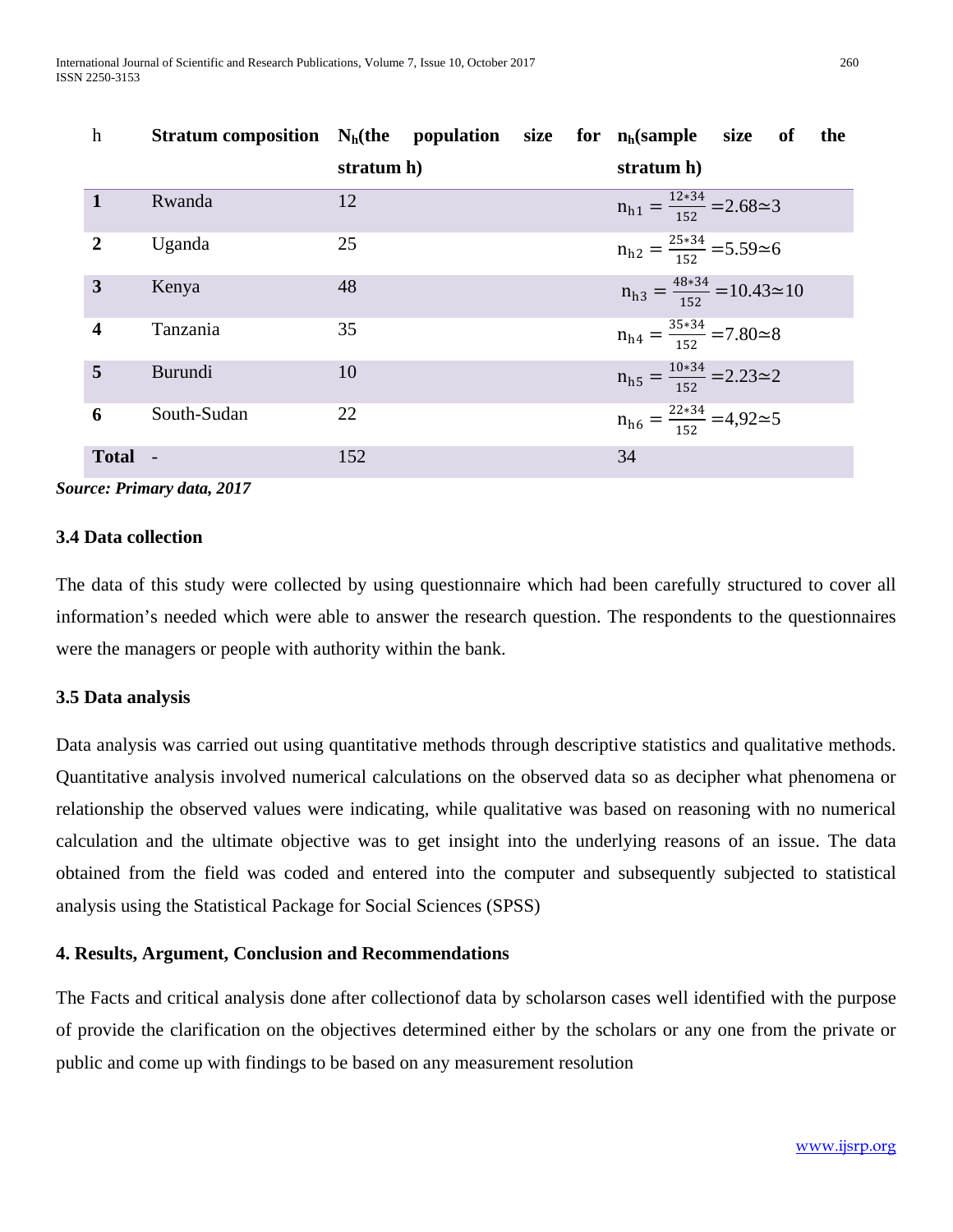| h | Stratum composition | $N_h$(the population size for stratum h) | $n_h$(sample size of the stratum h) |
|---|---|---|---|
| **1** | Rwanda | 12 | $n_{h1} = \frac{12*34}{152}$ =2.68≃3 |
| **2** | Uganda | 25 | $n_{h2} = \frac{25*34}{152}$ =5.59≃6 |
| **3** | Kenya | 48 | $n_{h3} = \frac{48*34}{152}$ =10.43≃10 |
| **4** | Tanzania | 35 | $n_{h4} = \frac{35*34}{152}$ =7.80≃8 |
| **5** | Burundi | 10 | $n_{h5} = \frac{10*34}{152}$ =2.23≃2 |
| **6** | South-Sudan | 22 | $n_{h6} = \frac{22*34}{152}$ =4,92≃5 |
| **Total** | - | 152 | 34 |

***Source: Primary data, 2017***

### 3.4 Data collection

The data of this study were collected by using questionnaire which had been carefully structured to cover all information's needed which were able to answer the research question. The respondents to the questionnaires were the managers or people with authority within the bank.

### 3.5 Data analysis

Data analysis was carried out using quantitative methods through descriptive statistics and qualitative methods. Quantitative analysis involved numerical calculations on the observed data so as decipher what phenomena or relationship the observed values were indicating, while qualitative was based on reasoning with no numerical calculation and the ultimate objective was to get insight into the underlying reasons of an issue. The data obtained from the field was coded and entered into the computer and subsequently subjected to statistical analysis using the Statistical Package for Social Sciences (SPSS)

### 4. Results, Argument, Conclusion and Recommendations

The Facts and critical analysis done after collectionof data by scholarson cases well identified with the purpose of provide the clarification on the objectives determined either by the scholars or any one from the private or public and come up with findings to be based on any measurement resolution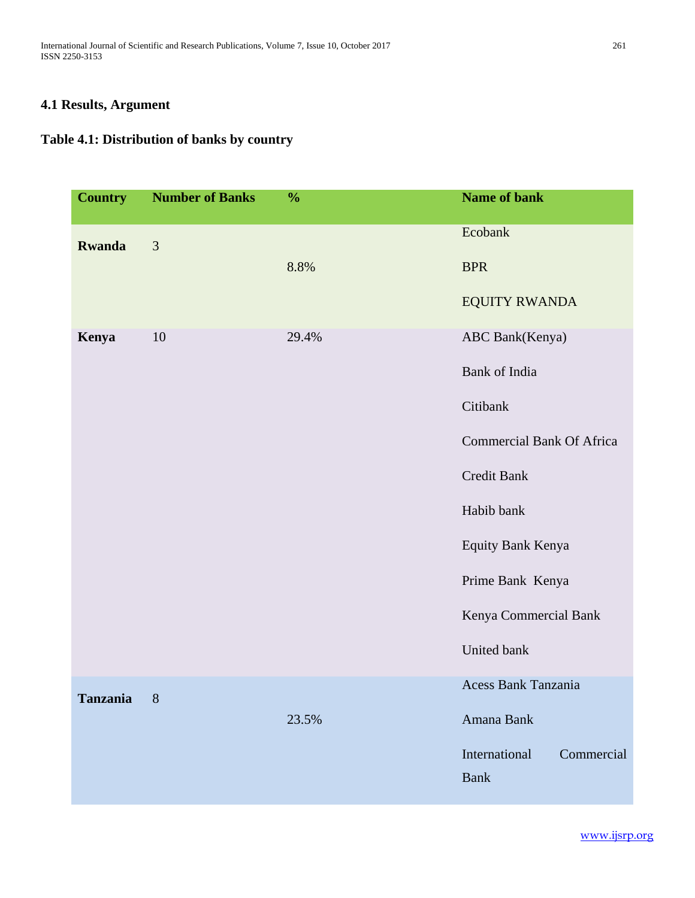### 4.1 Results, Argument

**Table 4.1: Distribution of banks by country**

| Country | Number of Banks | % | Name of bank |
|---|---|---|---|
| **Rwanda** | 3 | 8.8% | Ecobank |
| | | | BPR |
| | | | EQUITY RWANDA |
| **Kenya** | 10 | 29.4% | ABC Bank(Kenya) |
| | | | Bank of India |
| | | | Citibank |
| | | | Commercial Bank Of Africa |
| | | | Credit Bank |
| | | | Habib bank |
| | | | Equity Bank Kenya |
| | | | Prime Bank Kenya |
| | | | Kenya Commercial Bank |
| | | | United bank |
| **Tanzania** | 8 | 23.5% | Acess Bank Tanzania |
| | | | Amana Bank |
| | | | International Commercial Bank |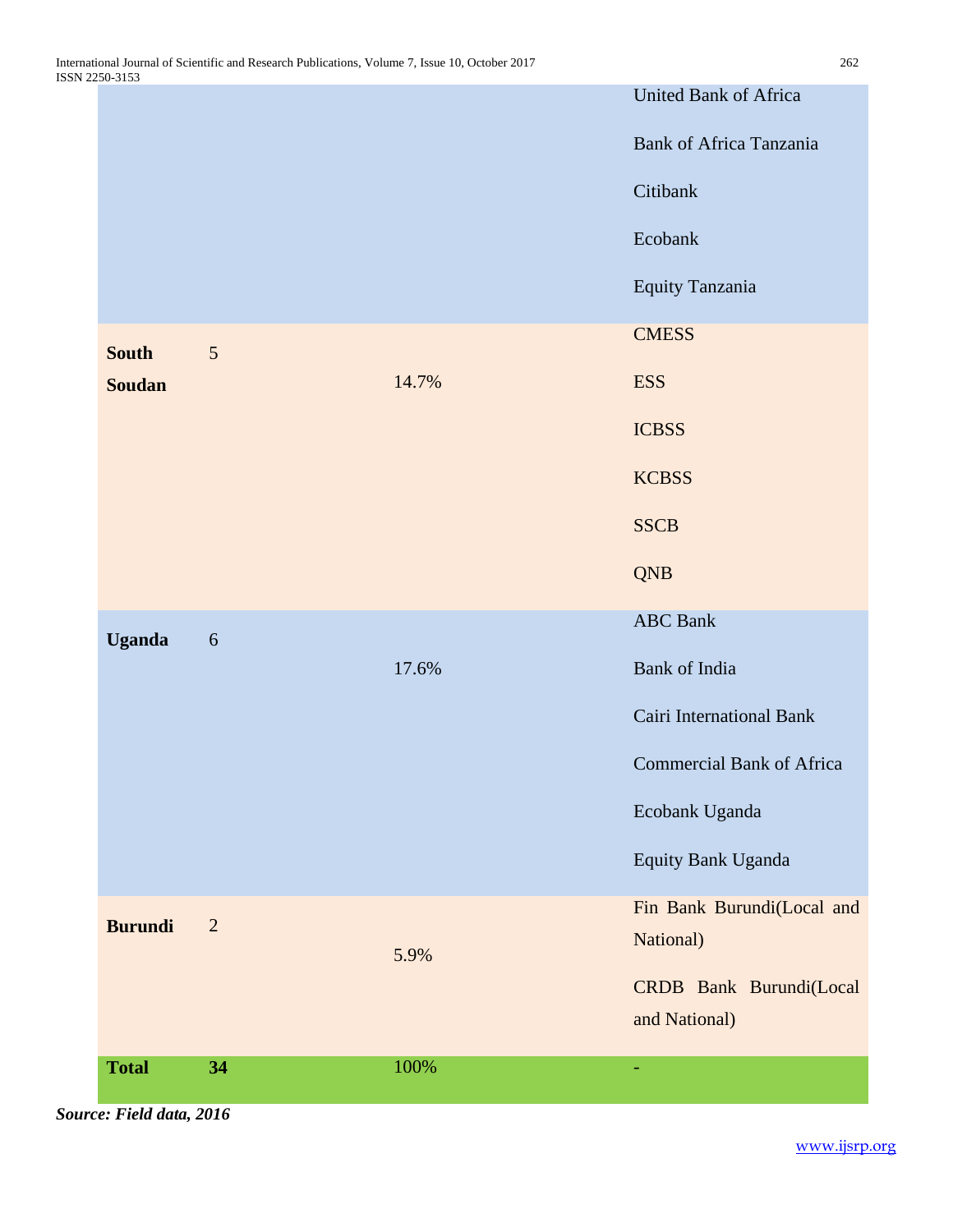| | | | |
|---|---|---|---|
| | | | United Bank of Africa<br>Bank of Africa Tanzania<br>Citibank<br>Ecobank<br>Equity Tanzania |
| **South Soudan** | 5 | 14.7% | CMESS<br>ESS<br>ICBSS<br>KCBSS<br>SSCB<br>QNB |
| **Uganda** | 6 | 17.6% | ABC Bank<br>Bank of India<br>Cairi International Bank<br>Commercial Bank of Africa<br>Ecobank Uganda<br>Equity Bank Uganda |
| **Burundi** | 2 | 5.9% | Fin Bank Burundi(Local and National)<br>CRDB Bank Burundi(Local and National) |
| **Total** | **34** | 100% | - |

***Source: Field data, 2016***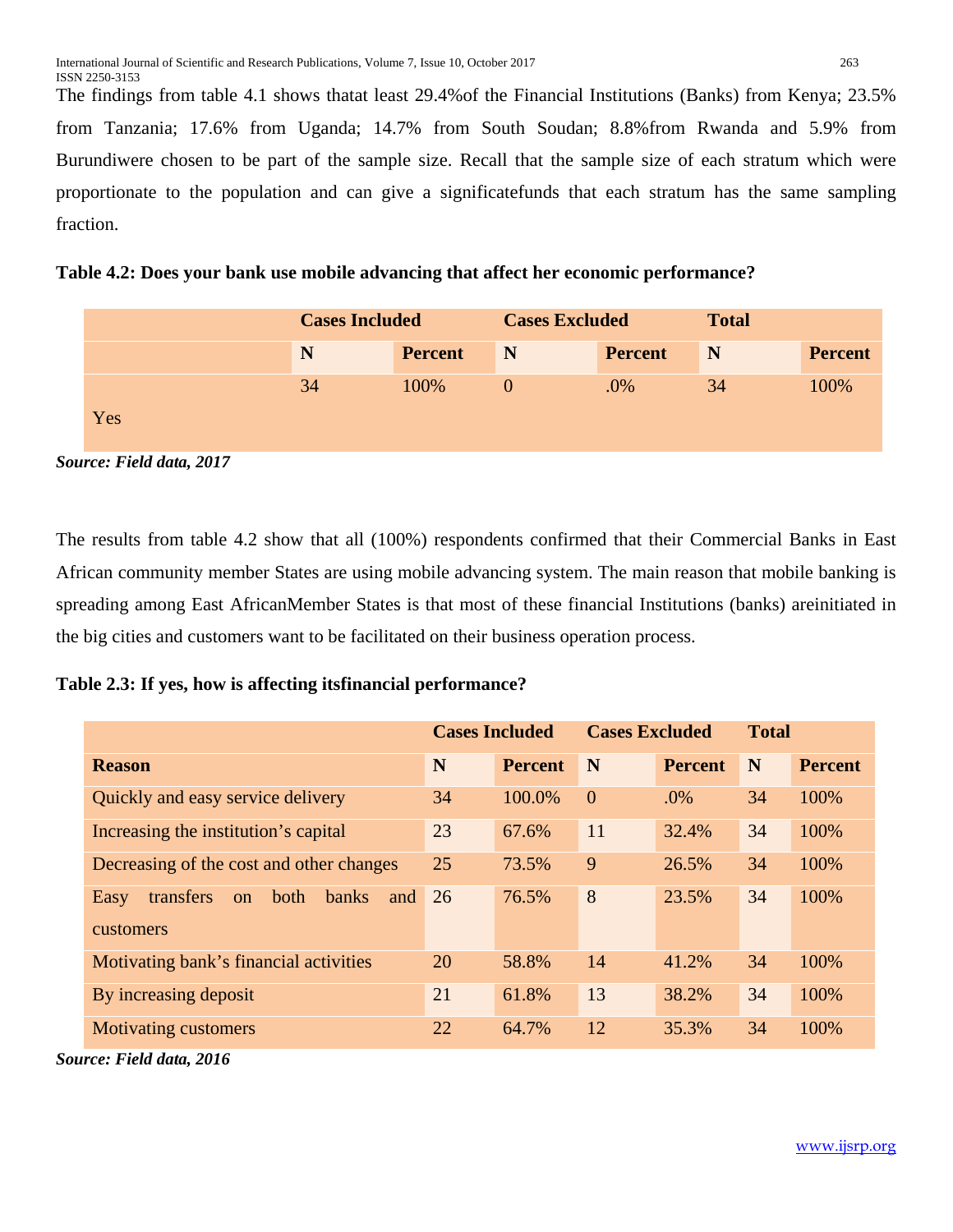The findings from table 4.1 shows thatat least 29.4%of the Financial Institutions (Banks) from Kenya; 23.5% from Tanzania; 17.6% from Uganda; 14.7% from South Soudan; 8.8%from Rwanda and 5.9% from Burundiwere chosen to be part of the sample size. Recall that the sample size of each stratum which were proportionate to the population and can give a significatefunds that each stratum has the same sampling fraction.

**Table 4.2: Does your bank use mobile advancing that affect her economic performance?**

| | Cases Included | | Cases Excluded | | Total | |
|---|---|---|---|---|---|---|
| | **N** | **Percent** | **N** | **Percent** | **N** | **Percent** |
| Yes | 34 | 100% | 0 | .0% | 34 | 100% |

***Source: Field data, 2017***

The results from table 4.2 show that all (100%) respondents confirmed that their Commercial Banks in East African community member States are using mobile advancing system. The main reason that mobile banking is spreading among East AfricanMember States is that most of these financial Institutions (banks) areinitiated in the big cities and customers want to be facilitated on their business operation process.

**Table 2.3: If yes, how is affecting itsfinancial performance?**

| | Cases Included | | Cases Excluded | | Total | |
|---|---|---|---|---|---|---|
| **Reason** | **N** | **Percent** | **N** | **Percent** | **N** | **Percent** |
| Quickly and easy service delivery | 34 | 100.0% | 0 | .0% | 34 | 100% |
| Increasing the institution's capital | 23 | 67.6% | 11 | 32.4% | 34 | 100% |
| Decreasing of the cost and other changes | 25 | 73.5% | 9 | 26.5% | 34 | 100% |
| Easy transfers on both banks and customers | 26 | 76.5% | 8 | 23.5% | 34 | 100% |
| Motivating bank's financial activities | 20 | 58.8% | 14 | 41.2% | 34 | 100% |
| By increasing deposit | 21 | 61.8% | 13 | 38.2% | 34 | 100% |
| Motivating customers | 22 | 64.7% | 12 | 35.3% | 34 | 100% |

***Source: Field data, 2016***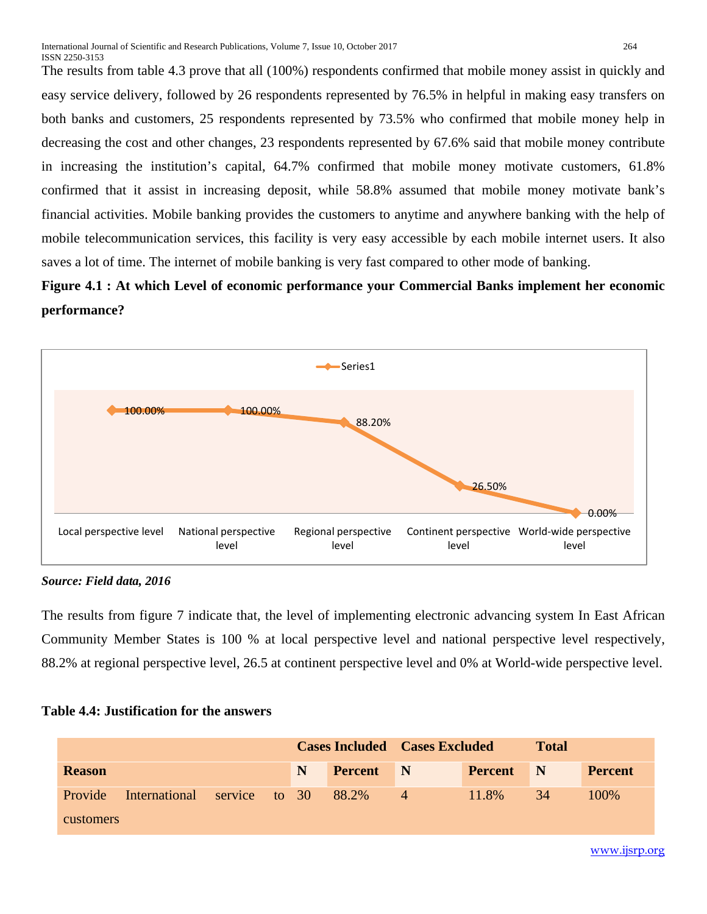The results from table 4.3 prove that all (100%) respondents confirmed that mobile money assist in quickly and easy service delivery, followed by 26 respondents represented by 76.5% in helpful in making easy transfers on both banks and customers, 25 respondents represented by 73.5% who confirmed that mobile money help in decreasing the cost and other changes, 23 respondents represented by 67.6% said that mobile money contribute in increasing the institution's capital, 64.7% confirmed that mobile money motivate customers, 61.8% confirmed that it assist in increasing deposit, while 58.8% assumed that mobile money motivate bank's financial activities. Mobile banking provides the customers to anytime and anywhere banking with the help of mobile telecommunication services, this facility is very easy accessible by each mobile internet users. It also saves a lot of time. The internet of mobile banking is very fast compared to other mode of banking.

**Figure 4.1 : At which Level of economic performance your Commercial Banks implement her economic performance?**

Series1

| Level | Value |
|---|---|
| Local perspective level | 100.00% |
| National perspective level | 100.00% |
| Regional perspective level | 88.20% |
| Continent perspective level | 26.50% |
| World-wide perspective level | 0.00% |

***Source: Field data, 2016***

The results from figure 7 indicate that, the level of implementing electronic advancing system In East African Community Member States is 100 % at local perspective level and national perspective level respectively, 88.2% at regional perspective level, 26.5 at continent perspective level and 0% at World-wide perspective level.

**Table 4.4: Justification for the answers**

| | Cases Included | | Cases Excluded | | Total | |
|---|---|---|---|---|---|---|
| **Reason** | **N** | **Percent** | **N** | **Percent** | **N** | **Percent** |
| Provide International service to customers | 30 | 88.2% | 4 | 11.8% | 34 | 100% |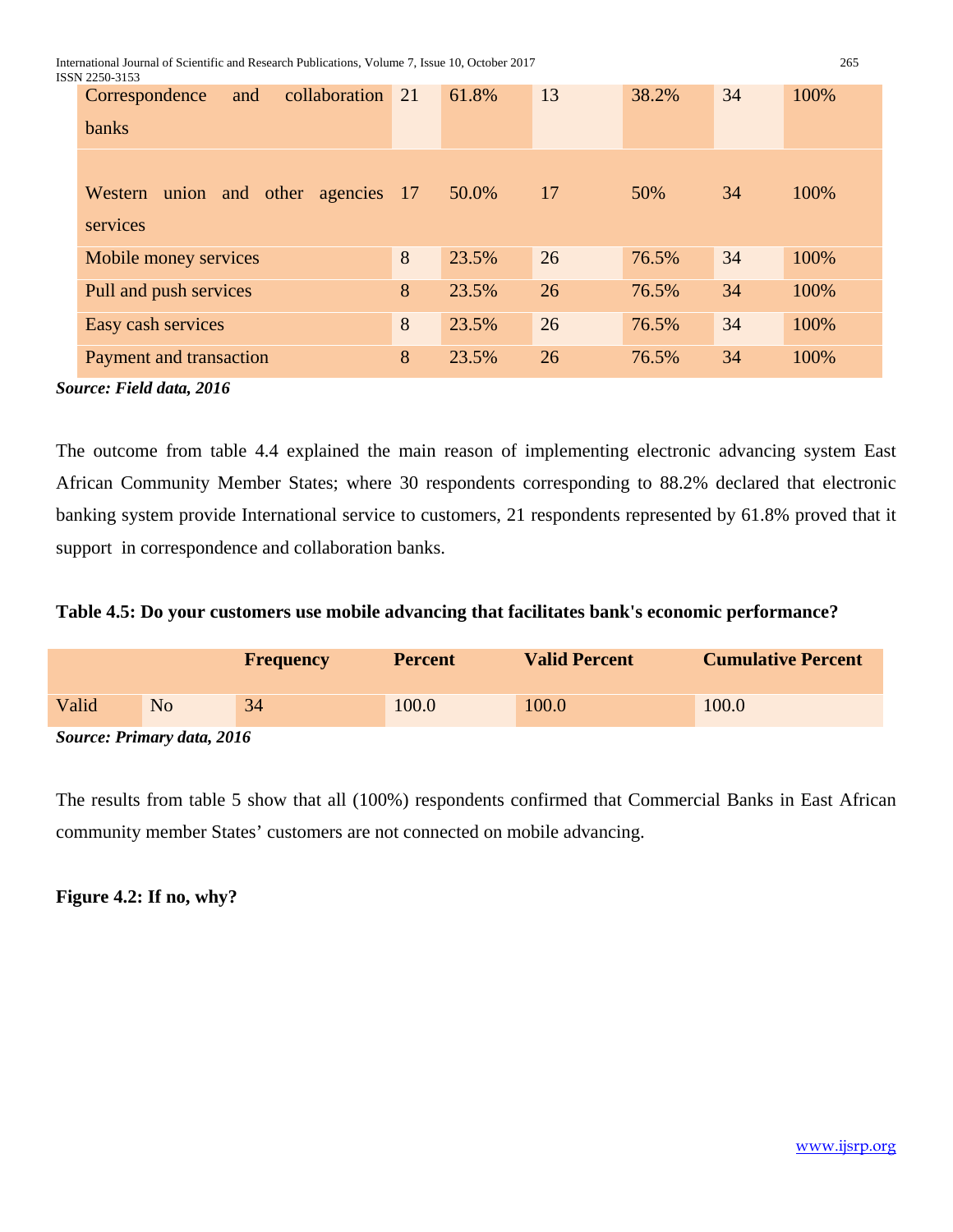| | | | | | | |
|---|---|---|---|---|---|---|
| Correspondence and collaboration banks | 21 | 61.8% | 13 | 38.2% | 34 | 100% |
| Western union and other agencies services | 17 | 50.0% | 17 | 50% | 34 | 100% |
| Mobile money services | 8 | 23.5% | 26 | 76.5% | 34 | 100% |
| Pull and push services | 8 | 23.5% | 26 | 76.5% | 34 | 100% |
| Easy cash services | 8 | 23.5% | 26 | 76.5% | 34 | 100% |
| Payment and transaction | 8 | 23.5% | 26 | 76.5% | 34 | 100% |

***Source: Field data, 2016***

The outcome from table 4.4 explained the main reason of implementing electronic advancing system East African Community Member States; where 30 respondents corresponding to 88.2% declared that electronic banking system provide International service to customers, 21 respondents represented by 61.8% proved that it support in correspondence and collaboration banks.

**Table 4.5: Do your customers use mobile advancing that facilitates bank's economic performance?**

| | | Frequency | Percent | Valid Percent | Cumulative Percent |
|---|---|---|---|---|---|
| Valid | No | 34 | 100.0 | 100.0 | 100.0 |

***Source: Primary data, 2016***

The results from table 5 show that all (100%) respondents confirmed that Commercial Banks in East African community member States' customers are not connected on mobile advancing.

**Figure 4.2: If no, why?**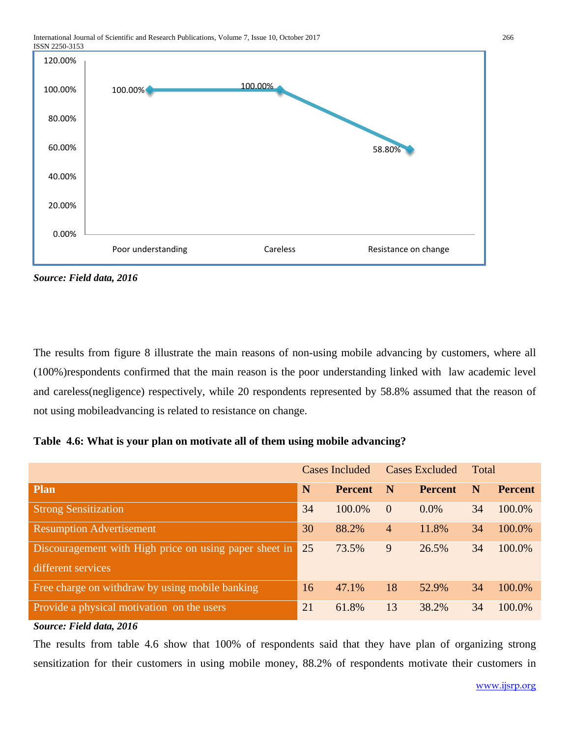Source: Field data, 2016

The results from figure 8 illustrate the main reasons of non-using mobile advancing by customers, where all (100%)respondents confirmed that the main reason is the poor understanding linked with law academic level and careless(negligence) respectively, while 20 respondents represented by 58.8% assumed that the reason of not using mobileadvancing is related to resistance on change.

**Table 4.6: What is your plan on motivate all of them using mobile advancing?**

| | Cases Included | | Cases Excluded | | Total | |
|---|---|---|---|---|---|---|
| **Plan** | **N** | **Percent** | **N** | **Percent** | **N** | **Percent** |
| Strong Sensitization | 34 | 100.0% | 0 | 0.0% | 34 | 100.0% |
| Resumption Advertisement | 30 | 88.2% | 4 | 11.8% | 34 | 100.0% |
| Discouragement with High price on using paper sheet in different services | 25 | 73.5% | 9 | 26.5% | 34 | 100.0% |
| Free charge on withdraw by using mobile banking | 16 | 47.1% | 18 | 52.9% | 34 | 100.0% |
| Provide a physical motivation on the users | 21 | 61.8% | 13 | 38.2% | 34 | 100.0% |

***Source: Field data, 2016***

The results from table 4.6 show that 100% of respondents said that they have plan of organizing strong sensitization for their customers in using mobile money, 88.2% of respondents motivate their customers in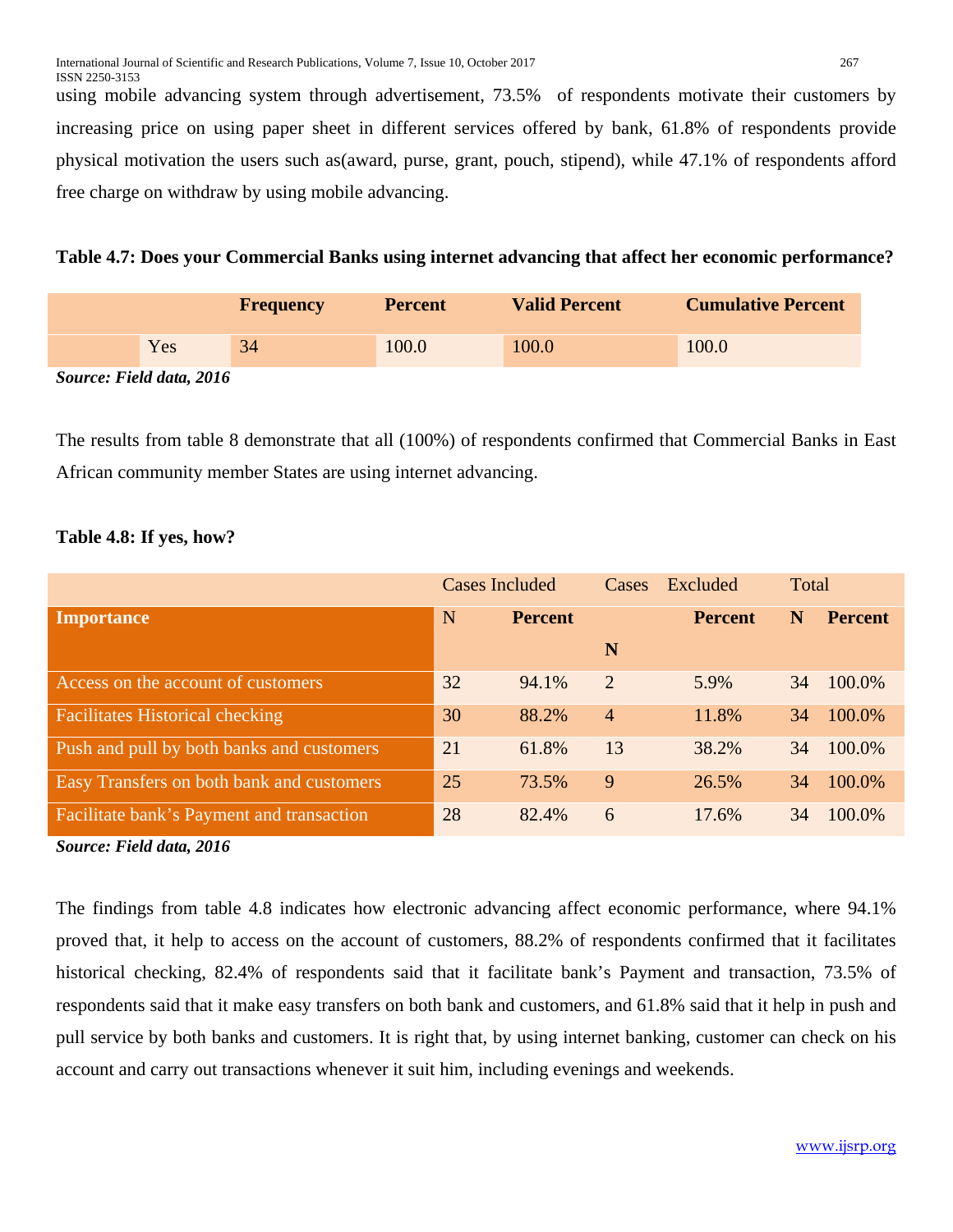using mobile advancing system through advertisement, 73.5% of respondents motivate their customers by increasing price on using paper sheet in different services offered by bank, 61.8% of respondents provide physical motivation the users such as(award, purse, grant, pouch, stipend), while 47.1% of respondents afford free charge on withdraw by using mobile advancing.

**Table 4.7: Does your Commercial Banks using internet advancing that affect her economic performance?**

| | | Frequency | Percent | Valid Percent | Cumulative Percent |
|---|---|---|---|---|---|
| | Yes | 34 | 100.0 | 100.0 | 100.0 |

***Source: Field data, 2016***

The results from table 8 demonstrate that all (100%) of respondents confirmed that Commercial Banks in East African community member States are using internet advancing.

**Table 4.8: If yes, how?**

| | Cases Included | | Cases Excluded | | Total | |
|---|---|---|---|---|---|---|
| **Importance** | N | **Percent** | **N** | **Percent** | **N** | **Percent** |
| Access on the account of customers | 32 | 94.1% | 2 | 5.9% | 34 | 100.0% |
| Facilitates Historical checking | 30 | 88.2% | 4 | 11.8% | 34 | 100.0% |
| Push and pull by both banks and customers | 21 | 61.8% | 13 | 38.2% | 34 | 100.0% |
| Easy Transfers on both bank and customers | 25 | 73.5% | 9 | 26.5% | 34 | 100.0% |
| Facilitate bank's Payment and transaction | 28 | 82.4% | 6 | 17.6% | 34 | 100.0% |

***Source: Field data, 2016***

The findings from table 4.8 indicates how electronic advancing affect economic performance, where 94.1% proved that, it help to access on the account of customers, 88.2% of respondents confirmed that it facilitates historical checking, 82.4% of respondents said that it facilitate bank's Payment and transaction, 73.5% of respondents said that it make easy transfers on both bank and customers, and 61.8% said that it help in push and pull service by both banks and customers. It is right that, by using internet banking, customer can check on his account and carry out transactions whenever it suit him, including evenings and weekends.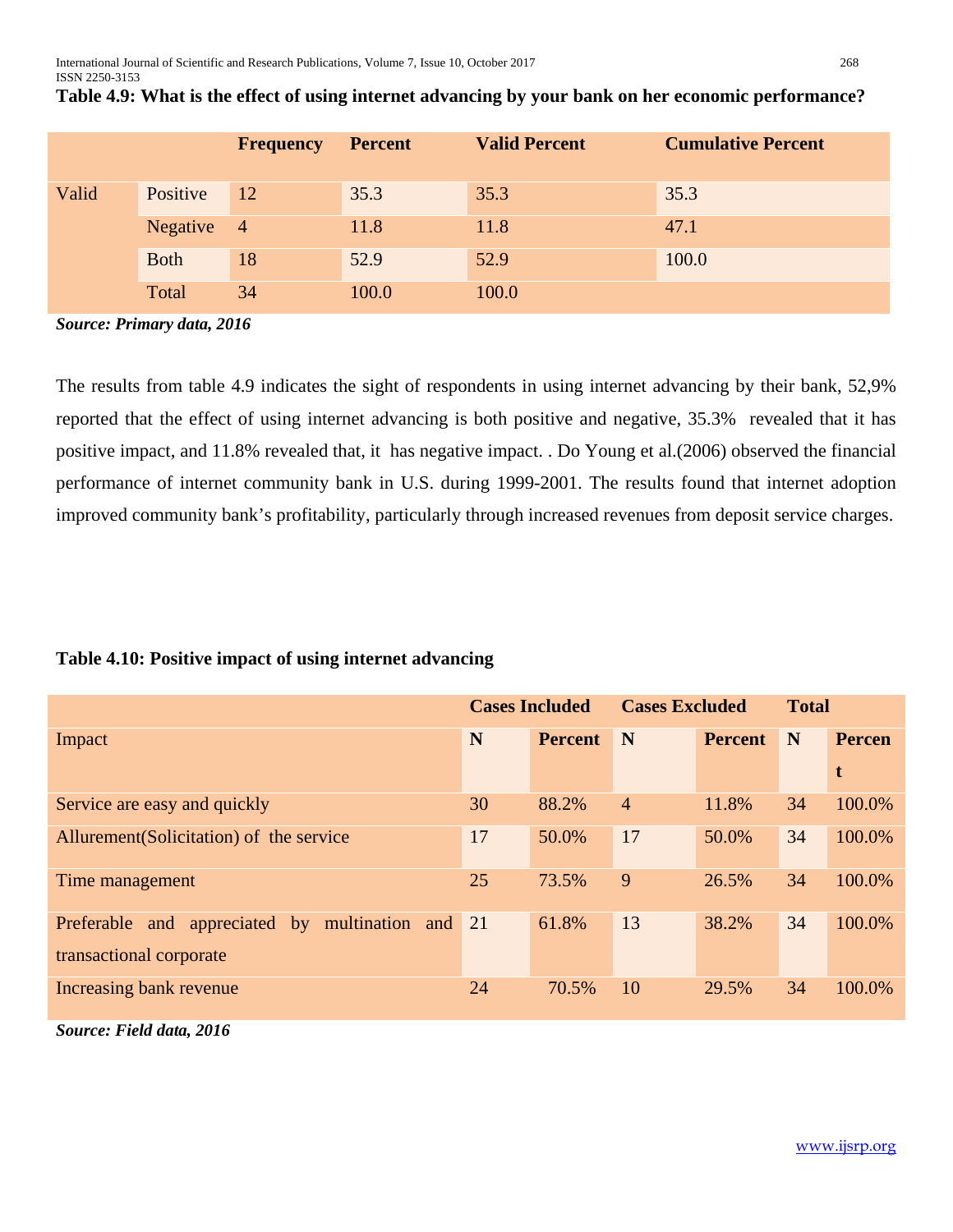**Table 4.9: What is the effect of using internet advancing by your bank on her economic performance?**

| | | Frequency | Percent | Valid Percent | Cumulative Percent |
|---|---|---|---|---|---|
| Valid | Positive | 12 | 35.3 | 35.3 | 35.3 |
| | Negative | 4 | 11.8 | 11.8 | 47.1 |
| | Both | 18 | 52.9 | 52.9 | 100.0 |
| | Total | 34 | 100.0 | 100.0 | |

***Source: Primary data, 2016***

The results from table 4.9 indicates the sight of respondents in using internet advancing by their bank, 52,9% reported that the effect of using internet advancing is both positive and negative, 35.3% revealed that it has positive impact, and 11.8% revealed that, it has negative impact. . Do Young et al.(2006) observed the financial performance of internet community bank in U.S. during 1999-2001. The results found that internet adoption improved community bank's profitability, particularly through increased revenues from deposit service charges.

**Table 4.10: Positive impact of using internet advancing**

| | Cases Included | | Cases Excluded | | Total | |
|---|---|---|---|---|---|---|
| Impact | N | Percent | N | Percent | N | Percent |
| Service are easy and quickly | 30 | 88.2% | 4 | 11.8% | 34 | 100.0% |
| Allurement(Solicitation) of the service | 17 | 50.0% | 17 | 50.0% | 34 | 100.0% |
| Time management | 25 | 73.5% | 9 | 26.5% | 34 | 100.0% |
| Preferable and appreciated by multination and transactional corporate | 21 | 61.8% | 13 | 38.2% | 34 | 100.0% |
| Increasing bank revenue | 24 | 70.5% | 10 | 29.5% | 34 | 100.0% |

***Source: Field data, 2016***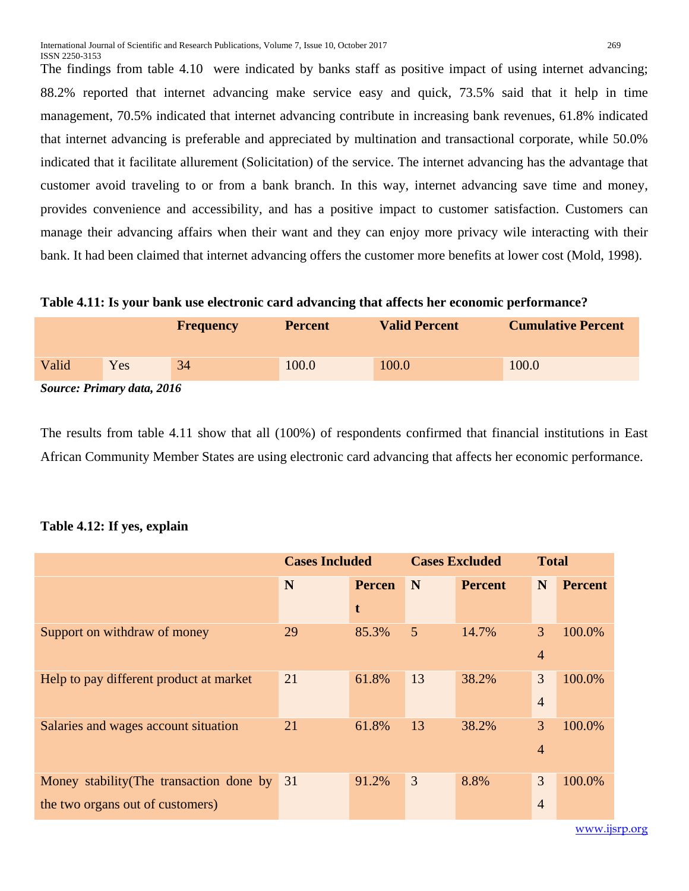The findings from table 4.10 were indicated by banks staff as positive impact of using internet advancing; 88.2% reported that internet advancing make service easy and quick, 73.5% said that it help in time management, 70.5% indicated that internet advancing contribute in increasing bank revenues, 61.8% indicated that internet advancing is preferable and appreciated by multination and transactional corporate, while 50.0% indicated that it facilitate allurement (Solicitation) of the service. The internet advancing has the advantage that customer avoid traveling to or from a bank branch. In this way, internet advancing save time and money, provides convenience and accessibility, and has a positive impact to customer satisfaction. Customers can manage their advancing affairs when their want and they can enjoy more privacy wile interacting with their bank. It had been claimed that internet advancing offers the customer more benefits at lower cost (Mold, 1998).

**Table 4.11: Is your bank use electronic card advancing that affects her economic performance?**

| | | Frequency | Percent | Valid Percent | Cumulative Percent |
|---|---|---|---|---|---|
| Valid | Yes | 34 | 100.0 | 100.0 | 100.0 |

***Source: Primary data, 2016***

The results from table 4.11 show that all (100%) of respondents confirmed that financial institutions in East African Community Member States are using electronic card advancing that affects her economic performance.

**Table 4.12: If yes, explain**

| | Cases Included | | Cases Excluded | | Total | |
|---|---|---|---|---|---|---|
| | N | Percent | N | Percent | N | Percent |
| Support on withdraw of money | 29 | 85.3% | 5 | 14.7% | 34 | 100.0% |
| Help to pay different product at market | 21 | 61.8% | 13 | 38.2% | 34 | 100.0% |
| Salaries and wages account situation | 21 | 61.8% | 13 | 38.2% | 34 | 100.0% |
| Money stability(The transaction done by the two organs out of customers) | 31 | 91.2% | 3 | 8.8% | 34 | 100.0% |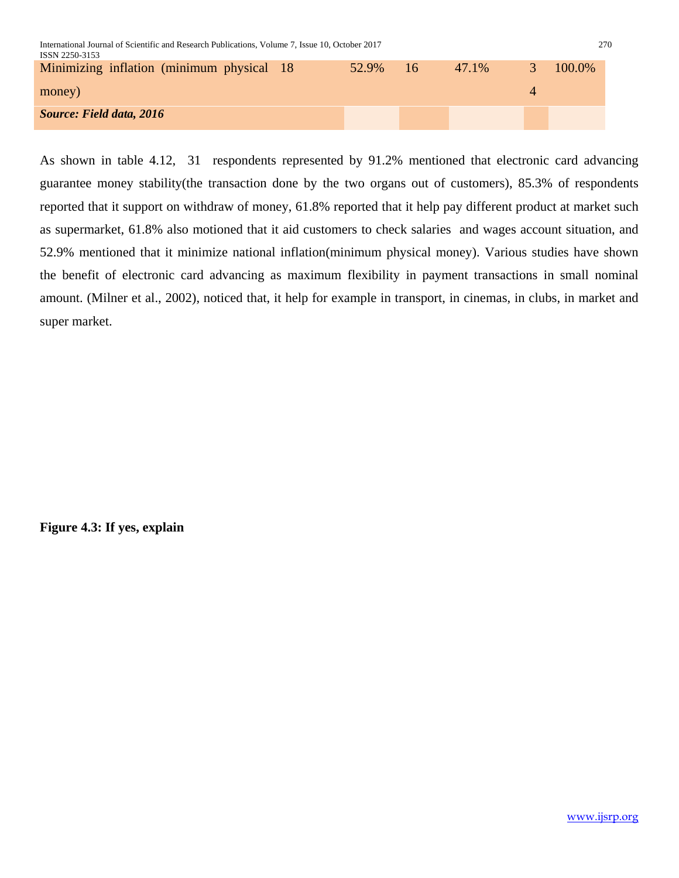| Minimizing inflation (minimum physical money) | 18 | 52.9% | 16 | 47.1% | 34 | 100.0% |
|---|---|---|---|---|---|---|
| ***Source: Field data, 2016*** | | | | | | |

As shown in table 4.12, 31 respondents represented by 91.2% mentioned that electronic card advancing guarantee money stability(the transaction done by the two organs out of customers), 85.3% of respondents reported that it support on withdraw of money, 61.8% reported that it help pay different product at market such as supermarket, 61.8% also motioned that it aid customers to check salaries and wages account situation, and 52.9% mentioned that it minimize national inflation(minimum physical money). Various studies have shown the benefit of electronic card advancing as maximum flexibility in payment transactions in small nominal amount. (Milner et al., 2002), noticed that, it help for example in transport, in cinemas, in clubs, in market and super market.

**Figure 4.3: If yes, explain**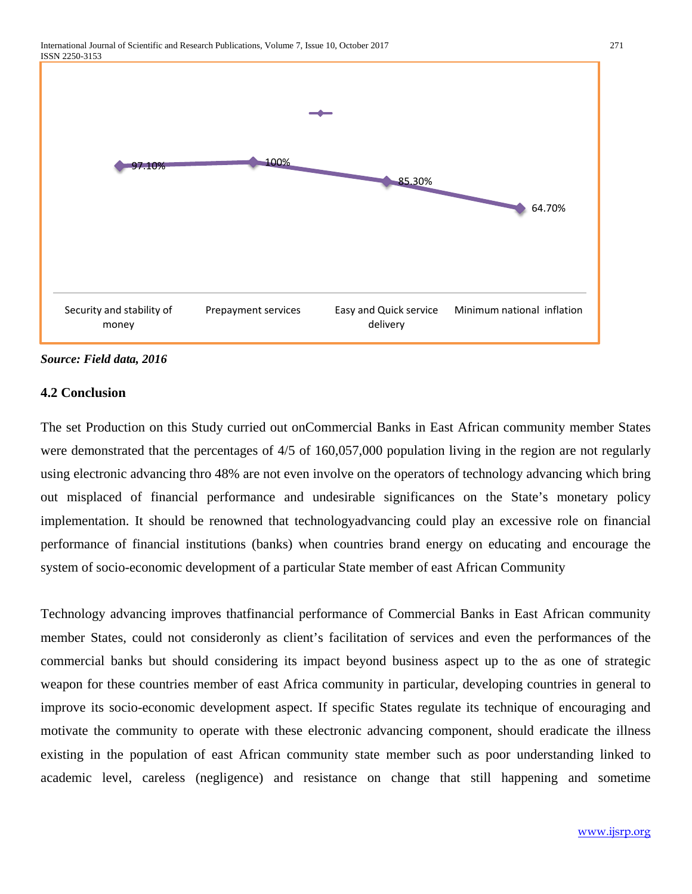97.10% | 100% | 85.30% | 64.70%

Security and stability of money | Prepayment services | Easy and Quick service delivery | Minimum national inflation

***Source: Field data, 2016***

### 4.2 Conclusion

The set Production on this Study curried out onCommercial Banks in East African community member States were demonstrated that the percentages of 4/5 of 160,057,000 population living in the region are not regularly using electronic advancing thro 48% are not even involve on the operators of technology advancing which bring out misplaced of financial performance and undesirable significances on the State's monetary policy implementation. It should be renowned that technologyadvancing could play an excessive role on financial performance of financial institutions (banks) when countries brand energy on educating and encourage the system of socio-economic development of a particular State member of east African Community

Technology advancing improves thatfinancial performance of Commercial Banks in East African community member States, could not consideronly as client's facilitation of services and even the performances of the commercial banks but should considering its impact beyond business aspect up to the as one of strategic weapon for these countries member of east Africa community in particular, developing countries in general to improve its socio-economic development aspect. If specific States regulate its technique of encouraging and motivate the community to operate with these electronic advancing component, should eradicate the illness existing in the population of east African community state member such as poor understanding linked to academic level, careless (negligence) and resistance on change that still happening and sometime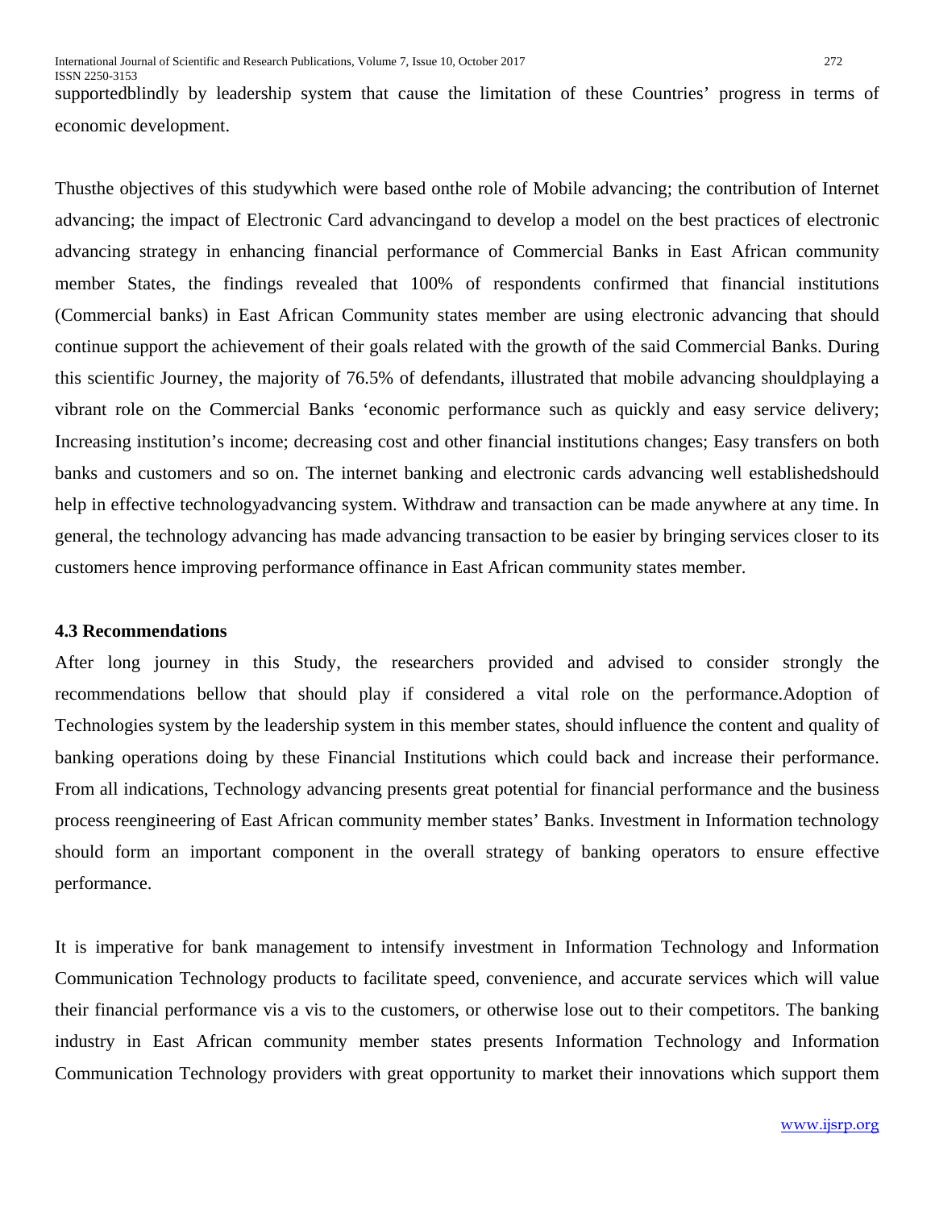supportedblindly by leadership system that cause the limitation of these Countries' progress in terms of economic development.

Thusthe objectives of this studywhich were based onthe role of Mobile advancing; the contribution of Internet advancing; the impact of Electronic Card advancingand to develop a model on the best practices of electronic advancing strategy in enhancing financial performance of Commercial Banks in East African community member States, the findings revealed that 100% of respondents confirmed that financial institutions (Commercial banks) in East African Community states member are using electronic advancing that should continue support the achievement of their goals related with the growth of the said Commercial Banks. During this scientific Journey, the majority of 76.5% of defendants, illustrated that mobile advancing shouldplaying a vibrant role on the Commercial Banks 'economic performance such as quickly and easy service delivery; Increasing institution's income; decreasing cost and other financial institutions changes; Easy transfers on both banks and customers and so on. The internet banking and electronic cards advancing well establishedshould help in effective technologyadvancing system. Withdraw and transaction can be made anywhere at any time. In general, the technology advancing has made advancing transaction to be easier by bringing services closer to its customers hence improving performance offinance in East African community states member.

### 4.3 Recommendations

After long journey in this Study, the researchers provided and advised to consider strongly the recommendations bellow that should play if considered a vital role on the performance.Adoption of Technologies system by the leadership system in this member states, should influence the content and quality of banking operations doing by these Financial Institutions which could back and increase their performance. From all indications, Technology advancing presents great potential for financial performance and the business process reengineering of East African community member states' Banks. Investment in Information technology should form an important component in the overall strategy of banking operators to ensure effective performance.

It is imperative for bank management to intensify investment in Information Technology and Information Communication Technology products to facilitate speed, convenience, and accurate services which will value their financial performance vis a vis to the customers, or otherwise lose out to their competitors. The banking industry in East African community member states presents Information Technology and Information Communication Technology providers with great opportunity to market their innovations which support them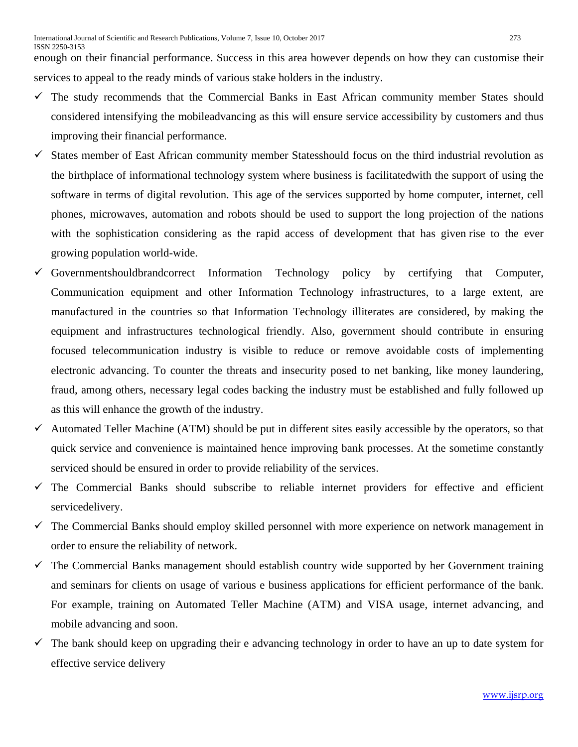enough on their financial performance. Success in this area however depends on how they can customise their services to appeal to the ready minds of various stake holders in the industry.

- ✓ The study recommends that the Commercial Banks in East African community member States should considered intensifying the mobileadvancing as this will ensure service accessibility by customers and thus improving their financial performance.
- ✓ States member of East African community member Statesshould focus on the third industrial revolution as the birthplace of informational technology system where business is facilitatedwith the support of using the software in terms of digital revolution. This age of the services supported by home computer, internet, cell phones, microwaves, automation and robots should be used to support the long projection of the nations with the sophistication considering as the rapid access of development that has given rise to the ever growing population world-wide.
- ✓ Governmentshouldbrandcorrect Information Technology policy by certifying that Computer, Communication equipment and other Information Technology infrastructures, to a large extent, are manufactured in the countries so that Information Technology illiterates are considered, by making the equipment and infrastructures technological friendly. Also, government should contribute in ensuring focused telecommunication industry is visible to reduce or remove avoidable costs of implementing electronic advancing. To counter the threats and insecurity posed to net banking, like money laundering, fraud, among others, necessary legal codes backing the industry must be established and fully followed up as this will enhance the growth of the industry.
- ✓ Automated Teller Machine (ATM) should be put in different sites easily accessible by the operators, so that quick service and convenience is maintained hence improving bank processes. At the sometime constantly serviced should be ensured in order to provide reliability of the services.
- ✓ The Commercial Banks should subscribe to reliable internet providers for effective and efficient servicedelivery.
- ✓ The Commercial Banks should employ skilled personnel with more experience on network management in order to ensure the reliability of network.
- ✓ The Commercial Banks management should establish country wide supported by her Government training and seminars for clients on usage of various e business applications for efficient performance of the bank. For example, training on Automated Teller Machine (ATM) and VISA usage, internet advancing, and mobile advancing and soon.
- ✓ The bank should keep on upgrading their e advancing technology in order to have an up to date system for effective service delivery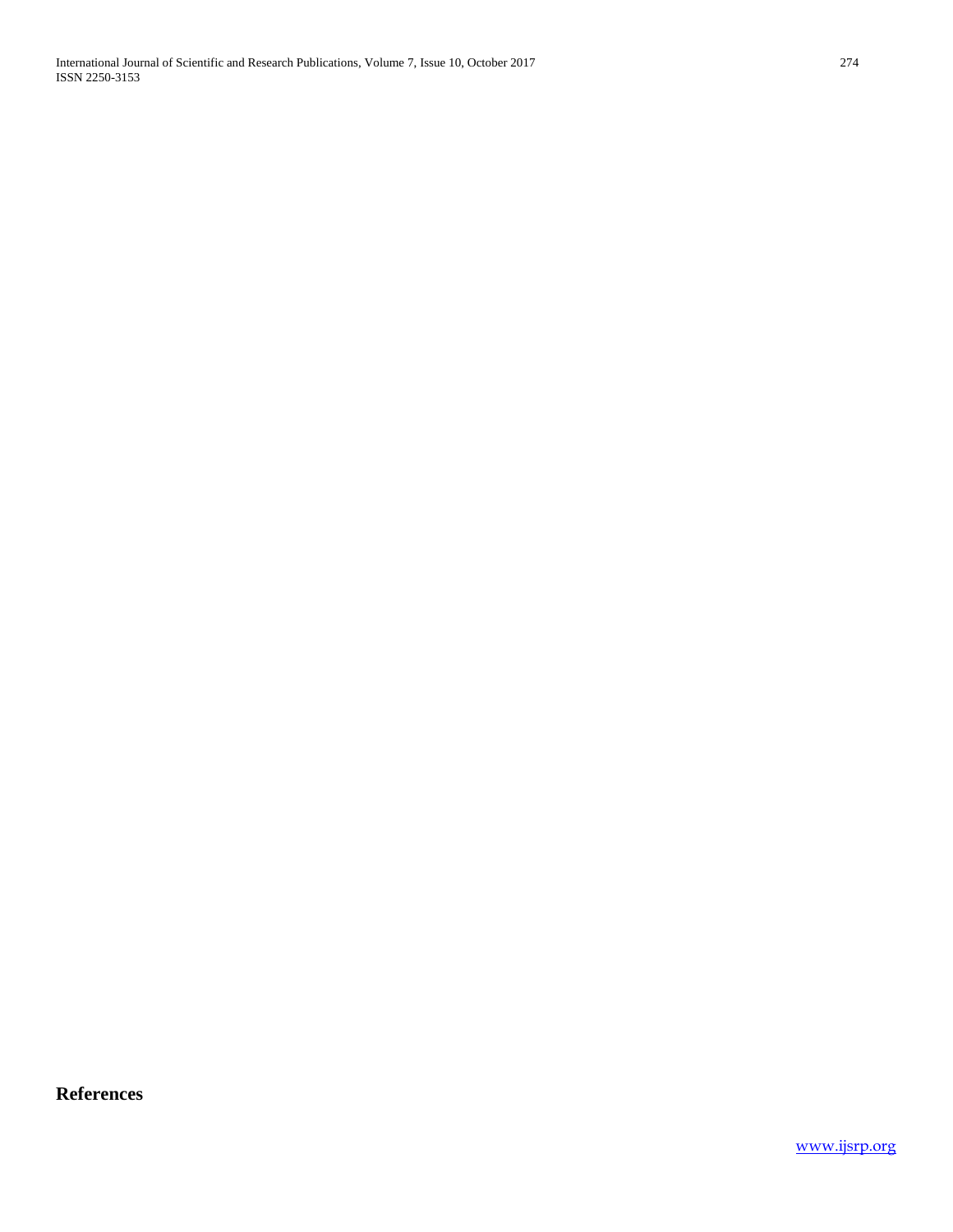## References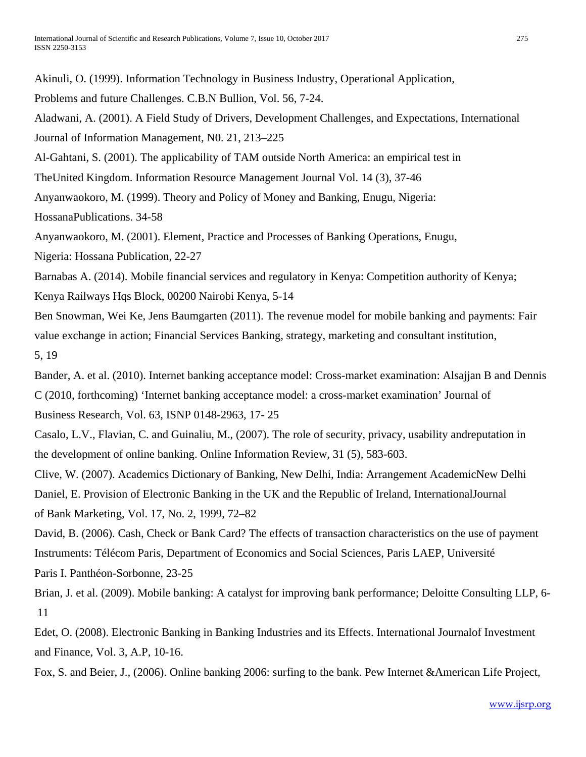Akinuli, O. (1999). Information Technology in Business Industry, Operational Application, Problems and future Challenges. C.B.N Bullion, Vol. 56, 7-24.

Aladwani, A. (2001). A Field Study of Drivers, Development Challenges, and Expectations, International Journal of Information Management, N0. 21, 213–225

Al-Gahtani, S. (2001). The applicability of TAM outside North America: an empirical test in TheUnited Kingdom. Information Resource Management Journal Vol. 14 (3), 37-46

Anyanwaokoro, M. (1999). Theory and Policy of Money and Banking, Enugu, Nigeria: HossanaPublications. 34-58

Anyanwaokoro, M. (2001). Element, Practice and Processes of Banking Operations, Enugu, Nigeria: Hossana Publication, 22-27

Barnabas A. (2014). Mobile financial services and regulatory in Kenya: Competition authority of Kenya; Kenya Railways Hqs Block, 00200 Nairobi Kenya, 5-14

Ben Snowman, Wei Ke, Jens Baumgarten (2011). The revenue model for mobile banking and payments: Fair value exchange in action; Financial Services Banking, strategy, marketing and consultant institution, 5, 19

Bander, A. et al. (2010). Internet banking acceptance model: Cross-market examination: Alsajjan B and Dennis C (2010, forthcoming) 'Internet banking acceptance model: a cross-market examination' Journal of Business Research, Vol. 63, ISNP 0148-2963, 17- 25

Casalo, L.V., Flavian, C. and Guinaliu, M., (2007). The role of security, privacy, usability andreputation in the development of online banking. Online Information Review, 31 (5), 583-603.

Clive, W. (2007). Academics Dictionary of Banking, New Delhi, India: Arrangement AcademicNew Delhi

Daniel, E. Provision of Electronic Banking in the UK and the Republic of Ireland, InternationalJournal of Bank Marketing, Vol. 17, No. 2, 1999, 72–82

David, B. (2006). Cash, Check or Bank Card? The effects of transaction characteristics on the use of payment Instruments: Télécom Paris, Department of Economics and Social Sciences, Paris LAEP, Université Paris I. Panthéon-Sorbonne, 23-25

Brian, J. et al. (2009). Mobile banking: A catalyst for improving bank performance; Deloitte Consulting LLP, 6-11

Edet, O. (2008). Electronic Banking in Banking Industries and its Effects. International Journalof Investment and Finance, Vol. 3, A.P, 10-16.

Fox, S. and Beier, J., (2006). Online banking 2006: surfing to the bank. Pew Internet &American Life Project,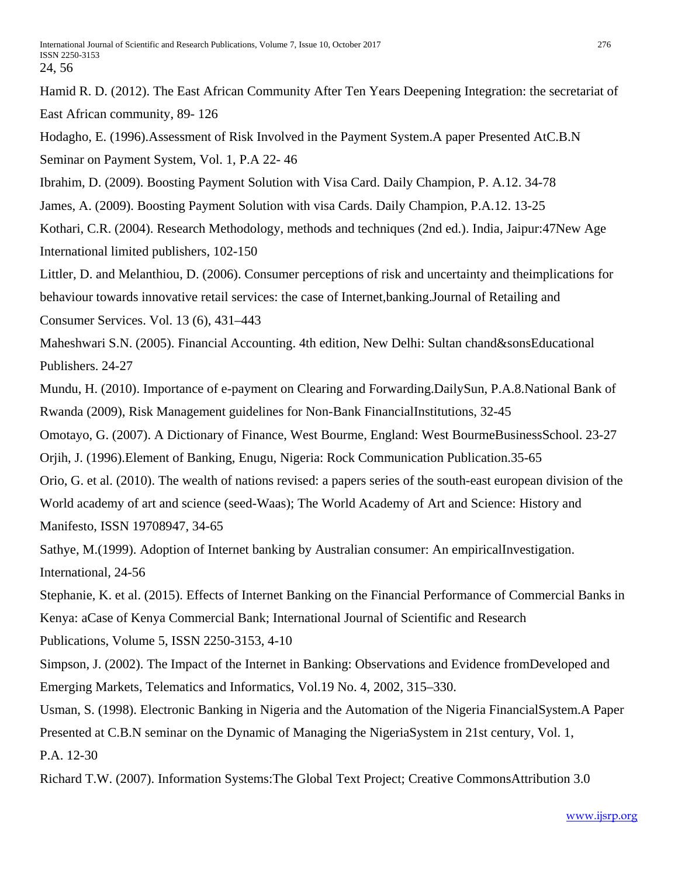24, 56

Hamid R. D. (2012). The East African Community After Ten Years Deepening Integration: the secretariat of East African community, 89- 126

Hodagho, E. (1996).Assessment of Risk Involved in the Payment System.A paper Presented AtC.B.N Seminar on Payment System, Vol. 1, P.A 22- 46

Ibrahim, D. (2009). Boosting Payment Solution with Visa Card. Daily Champion, P. A.12. 34-78

James, A. (2009). Boosting Payment Solution with visa Cards. Daily Champion, P.A.12. 13-25

Kothari, C.R. (2004). Research Methodology, methods and techniques (2nd ed.). India, Jaipur:47New Age International limited publishers, 102-150

Littler, D. and Melanthiou, D. (2006). Consumer perceptions of risk and uncertainty and theimplications for behaviour towards innovative retail services: the case of Internet,banking.Journal of Retailing and Consumer Services. Vol. 13 (6), 431–443

Maheshwari S.N. (2005). Financial Accounting. 4th edition, New Delhi: Sultan chand&sonsEducational Publishers. 24-27

Mundu, H. (2010). Importance of e-payment on Clearing and Forwarding.DailySun, P.A.8.National Bank of Rwanda (2009), Risk Management guidelines for Non-Bank FinancialInstitutions, 32-45

Omotayo, G. (2007). A Dictionary of Finance, West Bourme, England: West BourmeBusinessSchool. 23-27

Orjih, J. (1996).Element of Banking, Enugu, Nigeria: Rock Communication Publication.35-65

Orio, G. et al. (2010). The wealth of nations revised: a papers series of the south-east european division of the World academy of art and science (seed-Waas); The World Academy of Art and Science: History and Manifesto, ISSN 19708947, 34-65

Sathye, M.(1999). Adoption of Internet banking by Australian consumer: An empiricalInvestigation. International, 24-56

Stephanie, K. et al. (2015). Effects of Internet Banking on the Financial Performance of Commercial Banks in Kenya: aCase of Kenya Commercial Bank; International Journal of Scientific and Research Publications, Volume 5, ISSN 2250-3153, 4-10

Simpson, J. (2002). The Impact of the Internet in Banking: Observations and Evidence fromDeveloped and Emerging Markets, Telematics and Informatics, Vol.19 No. 4, 2002, 315–330.

Usman, S. (1998). Electronic Banking in Nigeria and the Automation of the Nigeria FinancialSystem.A Paper Presented at C.B.N seminar on the Dynamic of Managing the NigeriaSystem in 21st century, Vol. 1, P.A. 12-30

Richard T.W. (2007). Information Systems:The Global Text Project; Creative CommonsAttribution 3.0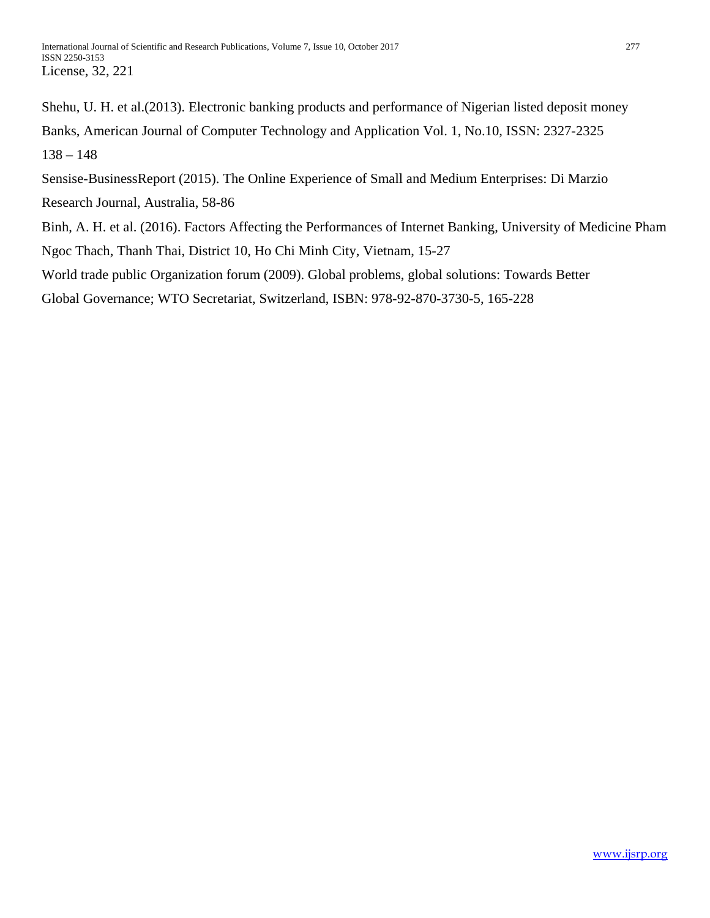License, 32, 221

Shehu, U. H. et al.(2013). Electronic banking products and performance of Nigerian listed deposit money Banks, American Journal of Computer Technology and Application Vol. 1, No.10, ISSN: 2327-2325 138 – 148

Sensise-BusinessReport (2015). The Online Experience of Small and Medium Enterprises: Di Marzio Research Journal, Australia, 58-86

Binh, A. H. et al. (2016). Factors Affecting the Performances of Internet Banking, University of Medicine Pham Ngoc Thach, Thanh Thai, District 10, Ho Chi Minh City, Vietnam, 15-27

World trade public Organization forum (2009). Global problems, global solutions: Towards Better Global Governance; WTO Secretariat, Switzerland, ISBN: 978-92-870-3730-5, 165-228